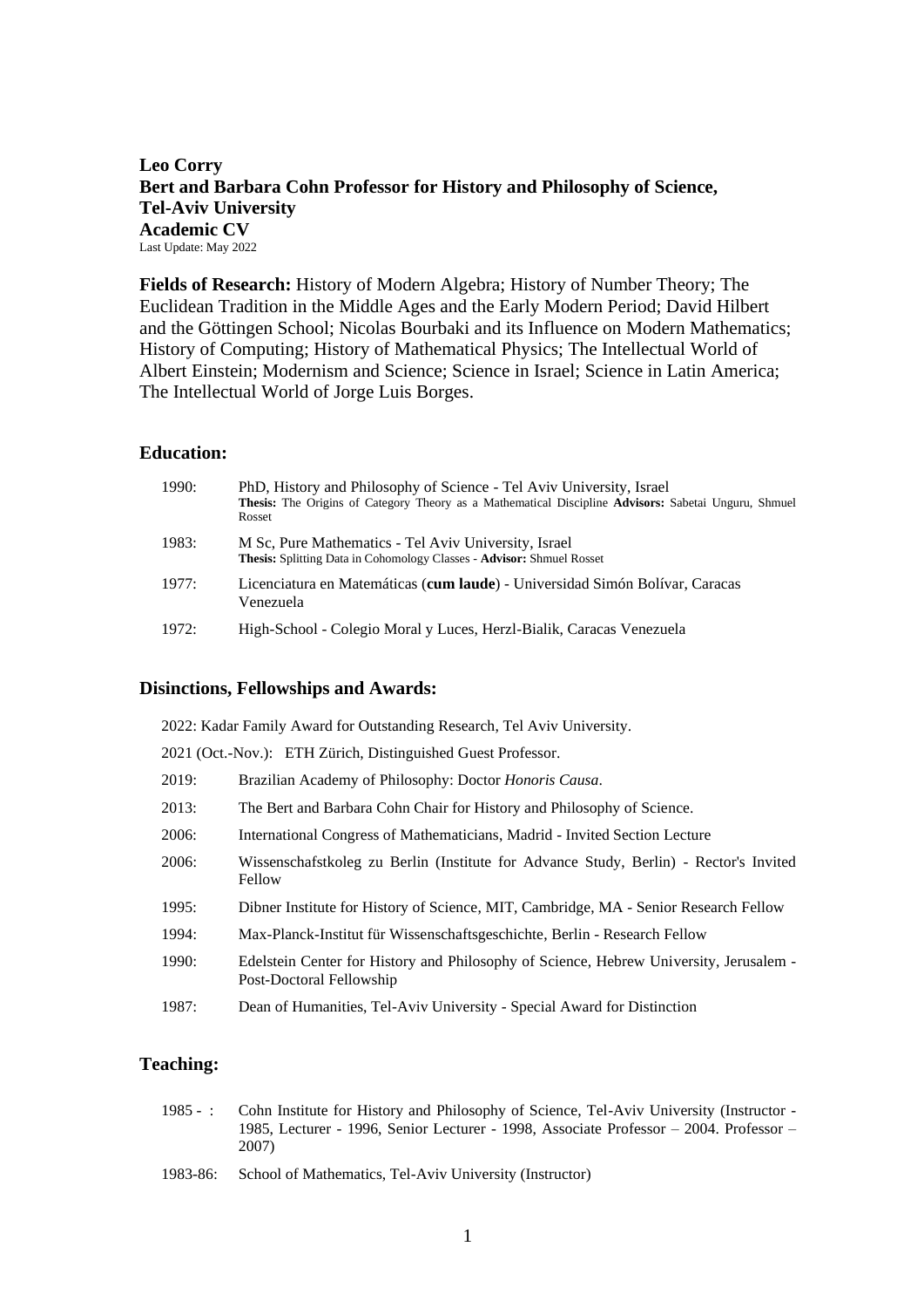**Leo Corry**
**Bert and Barbara Cohn Professor for History and Philosophy of Science,**
**Tel-Aviv University**
**Academic CV**
Last Update: May 2022

**Fields of Research:** History of Modern Algebra; History of Number Theory; The Euclidean Tradition in the Middle Ages and the Early Modern Period; David Hilbert and the Göttingen School; Nicolas Bourbaki and its Influence on Modern Mathematics; History of Computing; History of Mathematical Physics; The Intellectual World of Albert Einstein; Modernism and Science; Science in Israel; Science in Latin America; The Intellectual World of Jorge Luis Borges.

## Education:

- 1990: PhD, History and Philosophy of Science - Tel Aviv University, Israel
  **Thesis:** The Origins of Category Theory as a Mathematical Discipline **Advisors:** Sabetai Unguru, Shmuel Rosset
- 1983: M Sc, Pure Mathematics - Tel Aviv University, Israel
  **Thesis:** Splitting Data in Cohomology Classes - **Advisor:** Shmuel Rosset
- 1977: Licenciatura en Matemáticas (**cum laude**) - Universidad Simón Bolívar, Caracas Venezuela
- 1972: High-School - Colegio Moral y Luces, Herzl-Bialik, Caracas Venezuela

## Disinctions, Fellowships and Awards:

- 2022: Kadar Family Award for Outstanding Research, Tel Aviv University.
- 2021 (Oct.-Nov.): ETH Zürich, Distinguished Guest Professor.
- 2019: Brazilian Academy of Philosophy: Doctor *Honoris Causa*.
- 2013: The Bert and Barbara Cohn Chair for History and Philosophy of Science.
- 2006: International Congress of Mathematicians, Madrid - Invited Section Lecture
- 2006: Wissenschaftskoleg zu Berlin (Institute for Advance Study, Berlin) - Rector's Invited Fellow
- 1995: Dibner Institute for History of Science, MIT, Cambridge, MA - Senior Research Fellow
- 1994: Max-Planck-Institut für Wissenschaftsgeschichte, Berlin - Research Fellow
- 1990: Edelstein Center for History and Philosophy of Science, Hebrew University, Jerusalem - Post-Doctoral Fellowship
- 1987: Dean of Humanities, Tel-Aviv University - Special Award for Distinction

## Teaching:

- 1985 - : Cohn Institute for History and Philosophy of Science, Tel-Aviv University (Instructor - 1985, Lecturer - 1996, Senior Lecturer - 1998, Associate Professor – 2004. Professor – 2007)
- 1983-86: School of Mathematics, Tel-Aviv University (Instructor)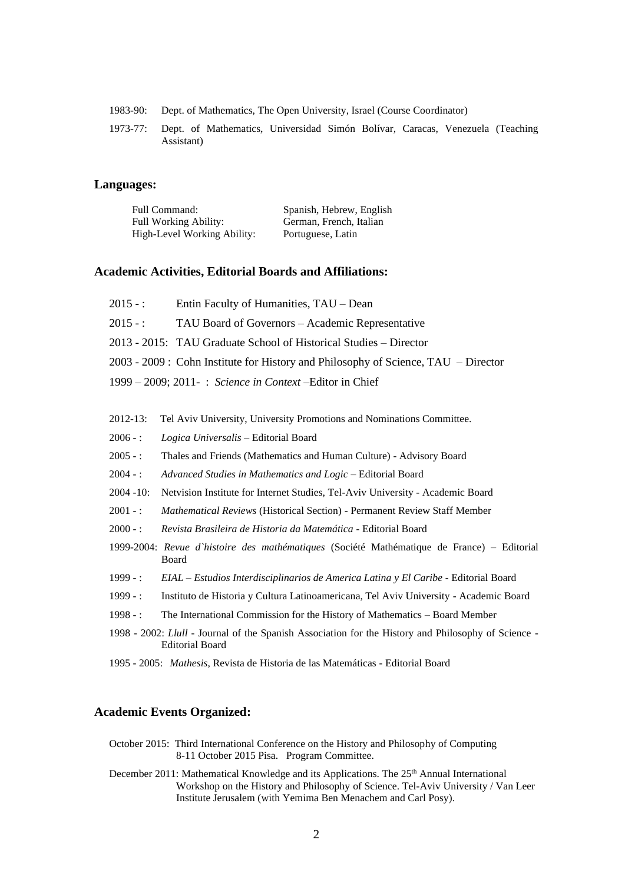1983-90: Dept. of Mathematics, The Open University, Israel (Course Coordinator)

1973-77: Dept. of Mathematics, Universidad Simón Bolívar, Caracas, Venezuela (Teaching Assistant)

## Languages:

| | |
|---|---|
| Full Command: | Spanish, Hebrew, English |
| Full Working Ability: | German, French, Italian |
| High-Level Working Ability: | Portuguese, Latin |

## Academic Activities, Editorial Boards and Affiliations:

2015 - : Entin Faculty of Humanities, TAU – Dean

2015 - : TAU Board of Governors – Academic Representative

2013 - 2015: TAU Graduate School of Historical Studies – Director

2003 - 2009 : Cohn Institute for History and Philosophy of Science, TAU – Director

1999 – 2009; 2011- : *Science in Context* –Editor in Chief

2012-13: Tel Aviv University, University Promotions and Nominations Committee.

2006 - : *Logica Universalis* – Editorial Board

2005 - : Thales and Friends (Mathematics and Human Culture) - Advisory Board

2004 - : *Advanced Studies in Mathematics and Logic* – Editorial Board

2004 -10: Netvision Institute for Internet Studies, Tel-Aviv University - Academic Board

2001 - : *Mathematical Reviews* (Historical Section) - Permanent Review Staff Member

2000 - : *Revista Brasileira de Historia da Matemática* - Editorial Board

1999-2004: *Revue d`histoire des mathématiques* (Société Mathématique de France) – Editorial Board

1999 - : *EIAL – Estudios Interdisciplinarios de America Latina y El Caribe* - Editorial Board

1999 - : Instituto de Historia y Cultura Latinoamericana, Tel Aviv University - Academic Board

1998 - : The International Commission for the History of Mathematics – Board Member

1998 - 2002: *Llull* - Journal of the Spanish Association for the History and Philosophy of Science - Editorial Board

1995 - 2005: *Mathesis*, Revista de Historia de las Matemáticas - Editorial Board

## Academic Events Organized:

October 2015: Third International Conference on the History and Philosophy of Computing 8-11 October 2015 Pisa. Program Committee.

December 2011: Mathematical Knowledge and its Applications. The 25th Annual International Workshop on the History and Philosophy of Science. Tel-Aviv University / Van Leer Institute Jerusalem (with Yemima Ben Menachem and Carl Posy).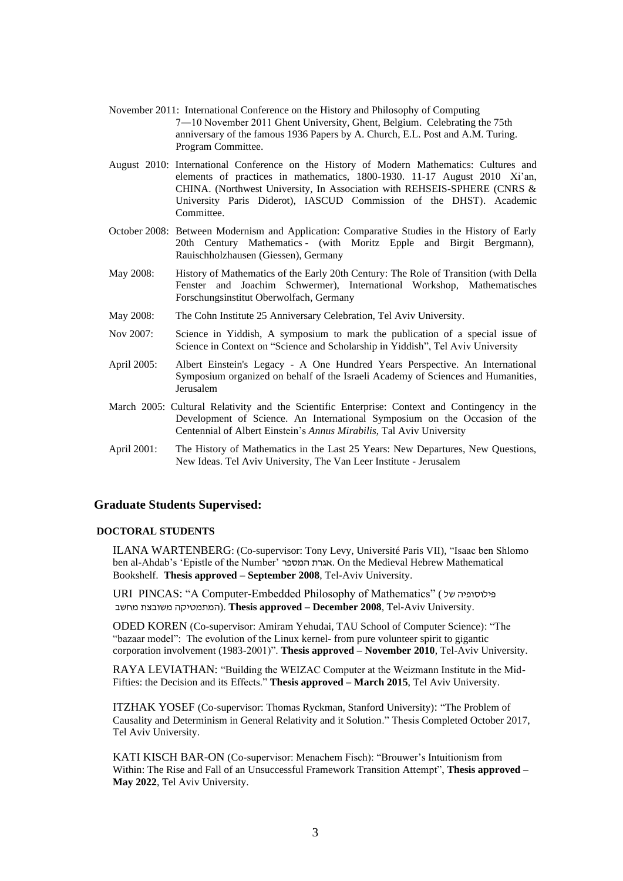November 2011: International Conference on the History and Philosophy of Computing 7—10 November 2011 Ghent University, Ghent, Belgium. Celebrating the 75th anniversary of the famous 1936 Papers by A. Church, E.L. Post and A.M. Turing. Program Committee.

August 2010: International Conference on the History of Modern Mathematics: Cultures and elements of practices in mathematics, 1800-1930. 11-17 August 2010 Xi'an, CHINA. (Northwest University, In Association with REHSEIS-SPHERE (CNRS & University Paris Diderot), IASCUD Commission of the DHST). Academic Committee.

October 2008: Between Modernism and Application: Comparative Studies in the History of Early 20th Century Mathematics - (with Moritz Epple and Birgit Bergmann), Rauischholzhausen (Giessen), Germany

May 2008: History of Mathematics of the Early 20th Century: The Role of Transition (with Della Fenster and Joachim Schwermer), International Workshop, Mathematisches Forschungsinstitut Oberwolfach, Germany

May 2008: The Cohn Institute 25 Anniversary Celebration, Tel Aviv University.

Nov 2007: Science in Yiddish, A symposium to mark the publication of a special issue of Science in Context on "Science and Scholarship in Yiddish", Tel Aviv University

April 2005: Albert Einstein's Legacy - A One Hundred Years Perspective. An International Symposium organized on behalf of the Israeli Academy of Sciences and Humanities, Jerusalem

March 2005: Cultural Relativity and the Scientific Enterprise: Context and Contingency in the Development of Science. An International Symposium on the Occasion of the Centennial of Albert Einstein's *Annus Mirabilis*, Tal Aviv University

April 2001: The History of Mathematics in the Last 25 Years: New Departures, New Questions, New Ideas. Tel Aviv University, The Van Leer Institute - Jerusalem

## Graduate Students Supervised:

### DOCTORAL STUDENTS

ILANA WARTENBERG: (Co-supervisor: Tony Levy, Université Paris VII), "Isaac ben Shlomo ben al-Ahdab's 'Epistle of the Number' אגרת המספר. On the Medieval Hebrew Mathematical Bookshelf. **Thesis approved – September 2008**, Tel-Aviv University.

URI PINCAS: "A Computer-Embedded Philosophy of Mathematics" (פילוסופיה של המתמטיקה משובצת מחשב). **Thesis approved – December 2008**, Tel-Aviv University.

ODED KOREN (Co-supervisor: Amiram Yehudai, TAU School of Computer Science): "The "bazaar model": The evolution of the Linux kernel- from pure volunteer spirit to gigantic corporation involvement (1983-2001)". **Thesis approved – November 2010**, Tel-Aviv University.

RAYA LEVIATHAN: "Building the WEIZAC Computer at the Weizmann Institute in the Mid-Fifties: the Decision and its Effects." **Thesis approved – March 2015**, Tel Aviv University.

ITZHAK YOSEF (Co-supervisor: Thomas Ryckman, Stanford University): "The Problem of Causality and Determinism in General Relativity and it Solution." Thesis Completed October 2017, Tel Aviv University.

KATI KISCH BAR-ON (Co-supervisor: Menachem Fisch): "Brouwer's Intuitionism from Within: The Rise and Fall of an Unsuccessful Framework Transition Attempt", **Thesis approved – May 2022**, Tel Aviv University.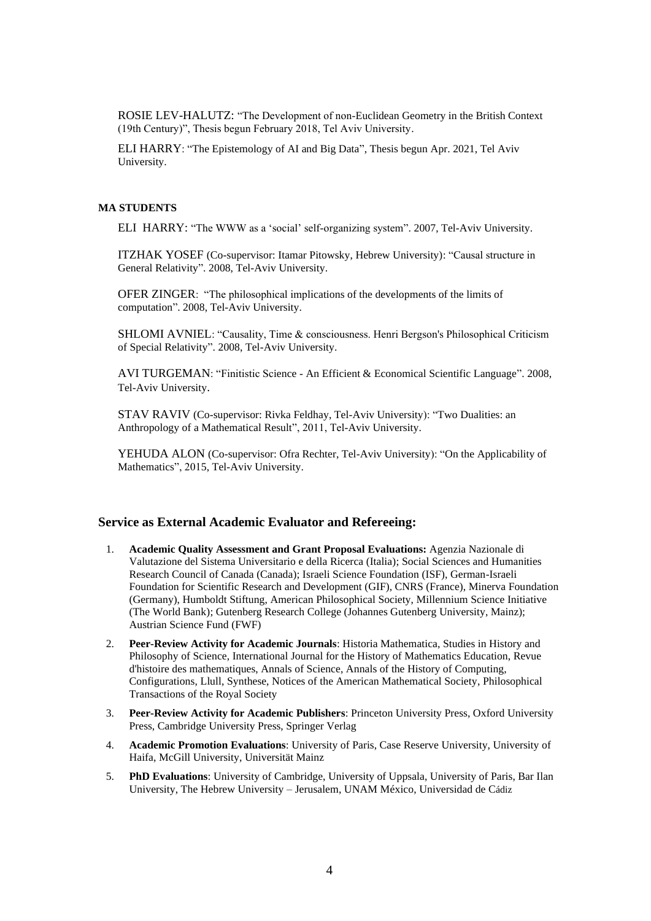ROSIE LEV-HALUTZ: "The Development of non-Euclidean Geometry in the British Context (19th Century)", Thesis begun February 2018, Tel Aviv University.

ELI HARRY: "The Epistemology of AI and Big Data", Thesis begun Apr. 2021, Tel Aviv University.

**MA STUDENTS**

ELI HARRY: "The WWW as a 'social' self-organizing system". 2007, Tel-Aviv University.

ITZHAK YOSEF (Co-supervisor: Itamar Pitowsky, Hebrew University): "Causal structure in General Relativity". 2008, Tel-Aviv University.

OFER ZINGER: "The philosophical implications of the developments of the limits of computation". 2008, Tel-Aviv University.

SHLOMI AVNIEL: "Causality, Time & consciousness. Henri Bergson's Philosophical Criticism of Special Relativity". 2008, Tel-Aviv University.

AVI TURGEMAN: "Finitistic Science - An Efficient & Economical Scientific Language". 2008, Tel-Aviv University.

STAV RAVIV (Co-supervisor: Rivka Feldhay, Tel-Aviv University): "Two Dualities: an Anthropology of a Mathematical Result", 2011, Tel-Aviv University.

YEHUDA ALON (Co-supervisor: Ofra Rechter, Tel-Aviv University): "On the Applicability of Mathematics", 2015, Tel-Aviv University.

## Service as External Academic Evaluator and Refereeing:

1. **Academic Quality Assessment and Grant Proposal Evaluations:** Agenzia Nazionale di Valutazione del Sistema Universitario e della Ricerca (Italia); Social Sciences and Humanities Research Council of Canada (Canada); Israeli Science Foundation (ISF), German-Israeli Foundation for Scientific Research and Development (GIF), CNRS (France), Minerva Foundation (Germany), Humboldt Stiftung, American Philosophical Society, Millennium Science Initiative (The World Bank); Gutenberg Research College (Johannes Gutenberg University, Mainz); Austrian Science Fund (FWF)
2. **Peer-Review Activity for Academic Journals**: Historia Mathematica, Studies in History and Philosophy of Science, International Journal for the History of Mathematics Education, Revue d'histoire des mathematiques, Annals of Science, Annals of the History of Computing, Configurations, Llull, Synthese, Notices of the American Mathematical Society, Philosophical Transactions of the Royal Society
3. **Peer-Review Activity for Academic Publishers**: Princeton University Press, Oxford University Press, Cambridge University Press, Springer Verlag
4. **Academic Promotion Evaluations**: University of Paris, Case Reserve University, University of Haifa, McGill University, Universität Mainz
5. **PhD Evaluations**: University of Cambridge, University of Uppsala, University of Paris, Bar Ilan University, The Hebrew University – Jerusalem, UNAM México, Universidad de Cádiz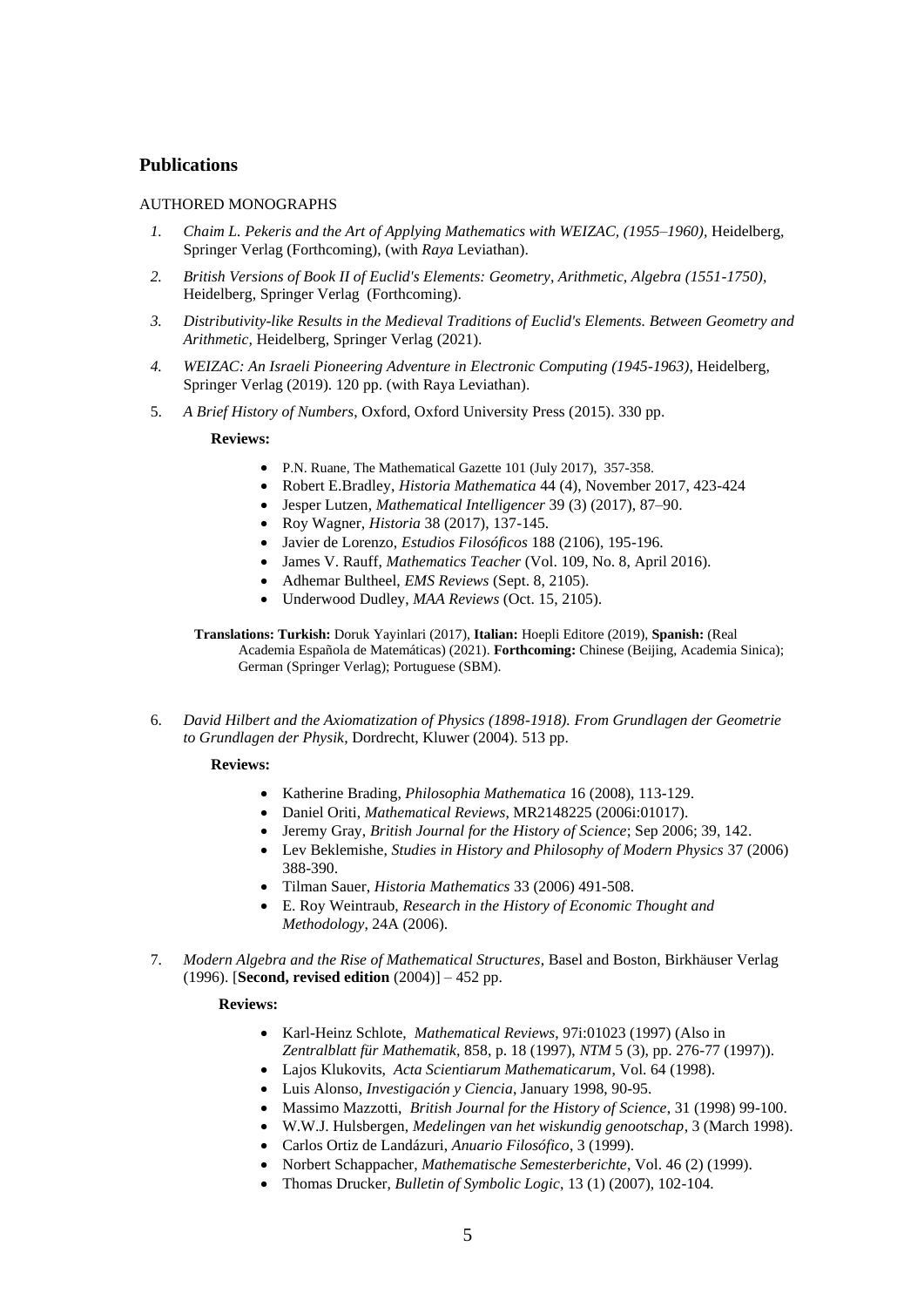## Publications

AUTHORED MONOGRAPHS

1. *Chaim L. Pekeris and the Art of Applying Mathematics with WEIZAC, (1955–1960)*, Heidelberg, Springer Verlag (Forthcoming), (with *Raya* Leviathan).
2. *British Versions of Book II of Euclid's Elements: Geometry, Arithmetic, Algebra (1551-1750)*, Heidelberg, Springer Verlag (Forthcoming).
3. *Distributivity-like Results in the Medieval Traditions of Euclid's Elements. Between Geometry and Arithmetic,* Heidelberg, Springer Verlag (2021).
4. *WEIZAC: An Israeli Pioneering Adventure in Electronic Computing (1945-1963)*, Heidelberg, Springer Verlag (2019). 120 pp. (with Raya Leviathan).
5. *A Brief History of Numbers*, Oxford, Oxford University Press (2015). 330 pp.

   **Reviews:**

   - P.N. Ruane, The Mathematical Gazette 101 (July 2017), 357-358.
   - Robert E.Bradley, *Historia Mathematica* 44 (4), November 2017, 423-424
   - Jesper Lutzen, *Mathematical Intelligencer* 39 (3) (2017), 87–90.
   - Roy Wagner, *Historia* 38 (2017), 137-145.
   - Javier de Lorenzo, *Estudios Filosóficos* 188 (2106), 195-196.
   - James V. Rauff, *Mathematics Teacher* (Vol. 109, No. 8, April 2016).
   - Adhemar Bultheel, *EMS Reviews* (Sept. 8, 2105).
   - Underwood Dudley, *MAA Reviews* (Oct. 15, 2105).

   **Translations: Turkish:** Doruk Yayinlari (2017), **Italian:** Hoepli Editore (2019), **Spanish:** (Real Academia Española de Matemáticas) (2021). **Forthcoming:** Chinese (Beijing, Academia Sinica); German (Springer Verlag); Portuguese (SBM).

6. *David Hilbert and the Axiomatization of Physics (1898-1918). From Grundlagen der Geometrie to Grundlagen der Physik*, Dordrecht, Kluwer (2004). 513 pp.

   **Reviews:**

   - Katherine Brading, *Philosophia Mathematica* 16 (2008), 113-129.
   - Daniel Oriti, *Mathematical Reviews*, MR2148225 (2006i:01017).
   - Jeremy Gray, *British Journal for the History of Science*; Sep 2006; 39, 142.
   - Lev Beklemishe, *Studies in History and Philosophy of Modern Physics* 37 (2006) 388-390.
   - Tilman Sauer, *Historia Mathematics* 33 (2006) 491-508.
   - E. Roy Weintraub, *Research in the History of Economic Thought and Methodology*, 24A (2006).

7. *Modern Algebra and the Rise of Mathematical Structures*, Basel and Boston, Birkhäuser Verlag (1996). [**Second, revised edition** (2004)] – 452 pp.

   **Reviews:**

   - Karl-Heinz Schlote, *Mathematical Reviews*, 97i:01023 (1997) (Also in *Zentralblatt für Mathematik*, 858, p. 18 (1997), *NTM* 5 (3), pp. 276-77 (1997)).
   - Lajos Klukovits, *Acta Scientiarum Mathematicarum*, Vol. 64 (1998).
   - Luis Alonso, *Investigación y Ciencia*, January 1998, 90-95.
   - Massimo Mazzotti, *British Journal for the History of Science*, 31 (1998) 99-100.
   - W.W.J. Hulsbergen, *Medelingen van het wiskundig genootschap*, 3 (March 1998).
   - Carlos Ortiz de Landázuri, *Anuario Filosófico*, 3 (1999).
   - Norbert Schappacher, *Mathematische Semesterberichte*, Vol. 46 (2) (1999).
   - Thomas Drucker, *Bulletin of Symbolic Logic*, 13 (1) (2007), 102-104.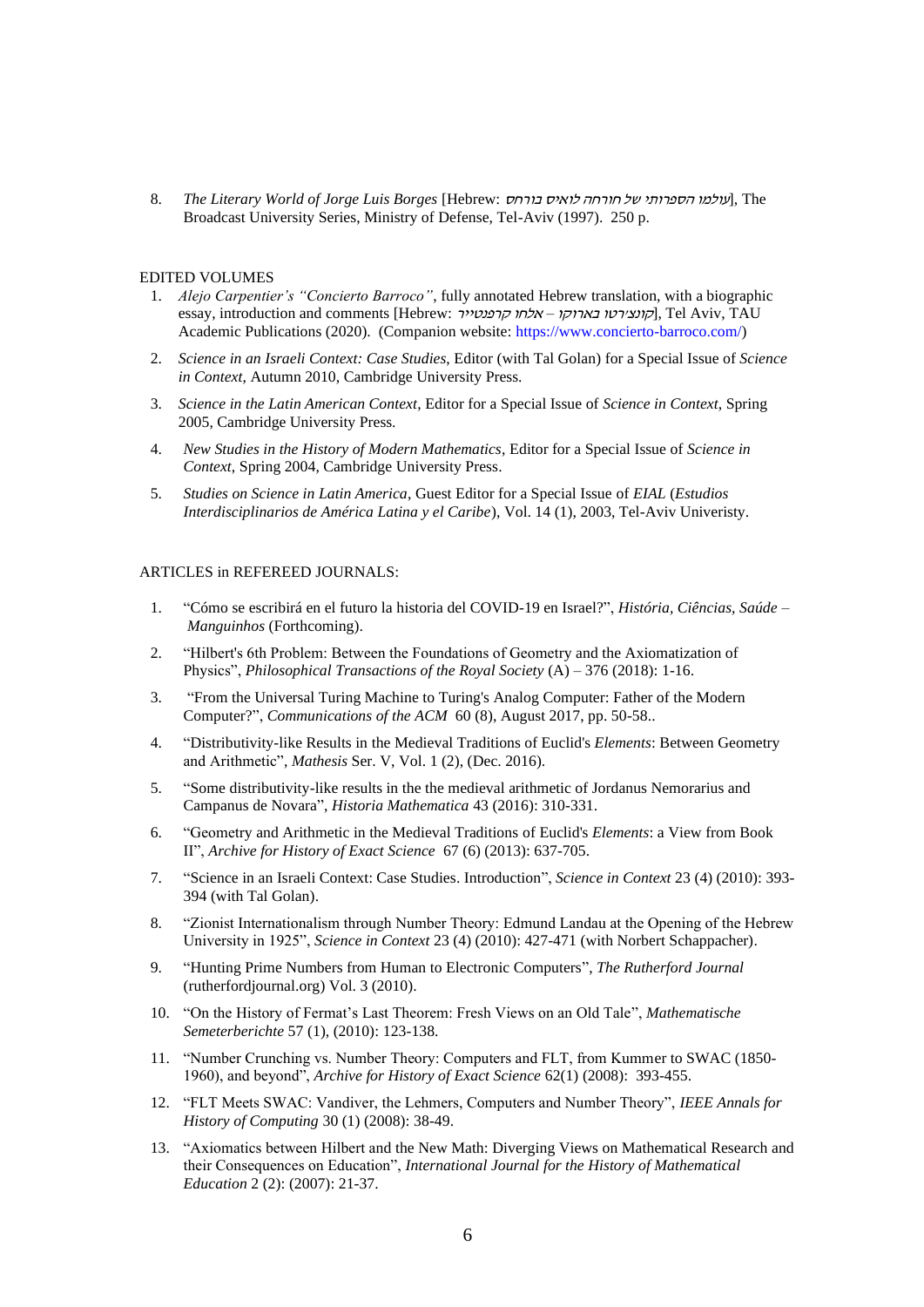8. *The Literary World of Jorge Luis Borges* [Hebrew: *עולמו הספרותי של חורחה לואיס בורחס*], The Broadcast University Series, Ministry of Defense, Tel-Aviv (1997). 250 p.

EDITED VOLUMES

1. *Alejo Carpentier's "Concierto Barroco"*, fully annotated Hebrew translation, with a biographic essay, introduction and comments [Hebrew: *קונצ'רטו בארוקו – אלחו קרפנטייר*], Tel Aviv, TAU Academic Publications (2020). (Companion website: https://www.concierto-barroco.com/)
2. *Science in an Israeli Context: Case Studies*, Editor (with Tal Golan) for a Special Issue of *Science in Context*, Autumn 2010, Cambridge University Press.
3. *Science in the Latin American Context*, Editor for a Special Issue of *Science in Context*, Spring 2005, Cambridge University Press.
4. *New Studies in the History of Modern Mathematics*, Editor for a Special Issue of *Science in Context*, Spring 2004, Cambridge University Press.
5. *Studies on Science in Latin America*, Guest Editor for a Special Issue of *EIAL* (*Estudios Interdisciplinarios de América Latina y el Caribe*), Vol. 14 (1), 2003, Tel-Aviv Univeristy.

ARTICLES in REFEREED JOURNALS:

1. "Cómo se escribirá en el futuro la historia del COVID-19 en Israel?", *História, Ciências, Saúde – Manguinhos* (Forthcoming).
2. "Hilbert's 6th Problem: Between the Foundations of Geometry and the Axiomatization of Physics", *Philosophical Transactions of the Royal Society* (A) – 376 (2018): 1-16.
3. "From the Universal Turing Machine to Turing's Analog Computer: Father of the Modern Computer?", *Communications of the ACM* 60 (8), August 2017, pp. 50-58..
4. "Distributivity-like Results in the Medieval Traditions of Euclid's *Elements*: Between Geometry and Arithmetic", *Mathesis* Ser. V, Vol. 1 (2), (Dec. 2016).
5. "Some distributivity-like results in the the medieval arithmetic of Jordanus Nemorarius and Campanus de Novara", *Historia Mathematica* 43 (2016): 310-331.
6. "Geometry and Arithmetic in the Medieval Traditions of Euclid's *Elements*: a View from Book II", *Archive for History of Exact Science* 67 (6) (2013): 637-705.
7. "Science in an Israeli Context: Case Studies. Introduction", *Science in Context* 23 (4) (2010): 393-394 (with Tal Golan).
8. "Zionist Internationalism through Number Theory: Edmund Landau at the Opening of the Hebrew University in 1925", *Science in Context* 23 (4) (2010): 427-471 (with Norbert Schappacher).
9. "Hunting Prime Numbers from Human to Electronic Computers", *The Rutherford Journal* (rutherfordjournal.org) Vol. 3 (2010).
10. "On the History of Fermat's Last Theorem: Fresh Views on an Old Tale", *Mathematische Semeterberichte* 57 (1), (2010): 123-138.
11. "Number Crunching vs. Number Theory: Computers and FLT, from Kummer to SWAC (1850-1960), and beyond", *Archive for History of Exact Science* 62(1) (2008): 393-455.
12. "FLT Meets SWAC: Vandiver, the Lehmers, Computers and Number Theory", *IEEE Annals for History of Computing* 30 (1) (2008): 38-49.
13. "Axiomatics between Hilbert and the New Math: Diverging Views on Mathematical Research and their Consequences on Education", *International Journal for the History of Mathematical Education* 2 (2): (2007): 21-37.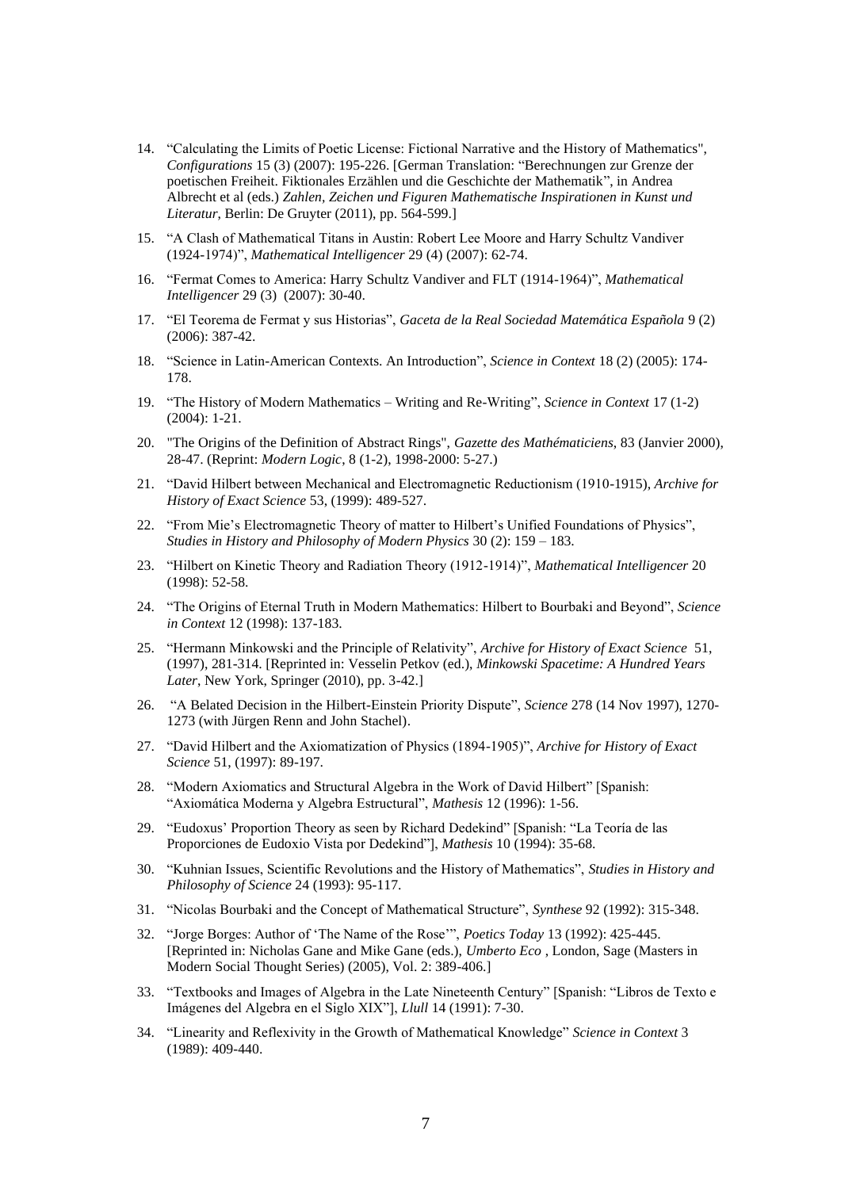14. "Calculating the Limits of Poetic License: Fictional Narrative and the History of Mathematics", *Configurations* 15 (3) (2007): 195-226. [German Translation: "Berechnungen zur Grenze der poetischen Freiheit. Fiktionales Erzählen und die Geschichte der Mathematik", in Andrea Albrecht et al (eds.) *Zahlen, Zeichen und Figuren Mathematische Inspirationen in Kunst und Literatur*, Berlin: De Gruyter (2011), pp. 564-599.]

15. "A Clash of Mathematical Titans in Austin: Robert Lee Moore and Harry Schultz Vandiver (1924-1974)", *Mathematical Intelligencer* 29 (4) (2007): 62-74.

16. "Fermat Comes to America: Harry Schultz Vandiver and FLT (1914-1964)", *Mathematical Intelligencer* 29 (3) (2007): 30-40.

17. "El Teorema de Fermat y sus Historias", *Gaceta de la Real Sociedad Matemática Española* 9 (2) (2006): 387-42.

18. "Science in Latin-American Contexts. An Introduction", *Science in Context* 18 (2) (2005): 174-178.

19. "The History of Modern Mathematics – Writing and Re-Writing", *Science in Context* 17 (1-2) (2004): 1-21.

20. "The Origins of the Definition of Abstract Rings", *Gazette des Mathématiciens*, 83 (Janvier 2000), 28-47. (Reprint: *Modern Logic*, 8 (1-2), 1998-2000: 5-27.)

21. "David Hilbert between Mechanical and Electromagnetic Reductionism (1910-1915), *Archive for History of Exact Science* 53, (1999): 489-527.

22. "From Mie's Electromagnetic Theory of matter to Hilbert's Unified Foundations of Physics", *Studies in History and Philosophy of Modern Physics* 30 (2): 159 – 183.

23. "Hilbert on Kinetic Theory and Radiation Theory (1912-1914)", *Mathematical Intelligencer* 20 (1998): 52-58.

24. "The Origins of Eternal Truth in Modern Mathematics: Hilbert to Bourbaki and Beyond", *Science in Context* 12 (1998): 137-183.

25. "Hermann Minkowski and the Principle of Relativity", *Archive for History of Exact Science* 51, (1997), 281-314. [Reprinted in: Vesselin Petkov (ed.), *Minkowski Spacetime: A Hundred Years Later*, New York, Springer (2010), pp. 3-42.]

26. "A Belated Decision in the Hilbert-Einstein Priority Dispute", *Science* 278 (14 Nov 1997), 1270-1273 (with Jürgen Renn and John Stachel).

27. "David Hilbert and the Axiomatization of Physics (1894-1905)", *Archive for History of Exact Science* 51, (1997): 89-197.

28. "Modern Axiomatics and Structural Algebra in the Work of David Hilbert" [Spanish: "Axiomática Moderna y Algebra Estructural", *Mathesis* 12 (1996): 1-56.

29. "Eudoxus' Proportion Theory as seen by Richard Dedekind" [Spanish: "La Teoría de las Proporciones de Eudoxio Vista por Dedekind"], *Mathesis* 10 (1994): 35-68.

30. "Kuhnian Issues, Scientific Revolutions and the History of Mathematics", *Studies in History and Philosophy of Science* 24 (1993): 95-117.

31. "Nicolas Bourbaki and the Concept of Mathematical Structure", *Synthese* 92 (1992): 315-348.

32. "Jorge Borges: Author of 'The Name of the Rose'", *Poetics Today* 13 (1992): 425-445. [Reprinted in: Nicholas Gane and Mike Gane (eds.), *Umberto Eco* , London, Sage (Masters in Modern Social Thought Series) (2005), Vol. 2: 389-406.]

33. "Textbooks and Images of Algebra in the Late Nineteenth Century" [Spanish: "Libros de Texto e Imágenes del Algebra en el Siglo XIX"], *Llull* 14 (1991): 7-30.

34. "Linearity and Reflexivity in the Growth of Mathematical Knowledge" *Science in Context* 3 (1989): 409-440.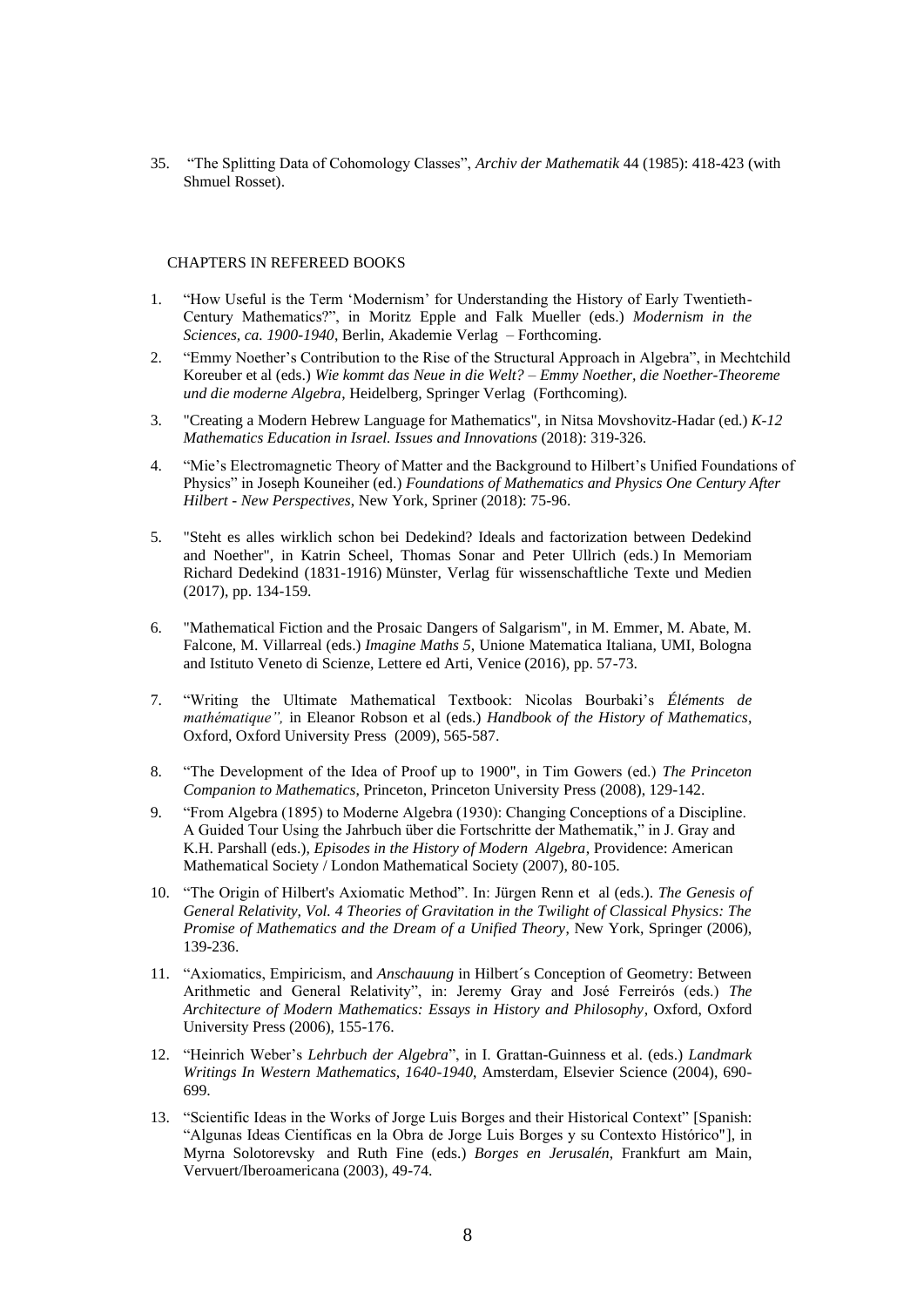35. "The Splitting Data of Cohomology Classes", *Archiv der Mathematik* 44 (1985): 418-423 (with Shmuel Rosset).

## CHAPTERS IN REFEREED BOOKS

1. "How Useful is the Term 'Modernism' for Understanding the History of Early Twentieth-Century Mathematics?", in Moritz Epple and Falk Mueller (eds.) *Modernism in the Sciences, ca. 1900-1940*, Berlin, Akademie Verlag – Forthcoming.

2. "Emmy Noether's Contribution to the Rise of the Structural Approach in Algebra", in Mechtchild Koreuber et al (eds.) *Wie kommt das Neue in die Welt? – Emmy Noether, die Noether-Theoreme und die moderne Algebra*, Heidelberg, Springer Verlag (Forthcoming).

3. "Creating a Modern Hebrew Language for Mathematics", in Nitsa Movshovitz-Hadar (ed.) *K-12 Mathematics Education in Israel. Issues and Innovations* (2018): 319-326.

4. "Mie's Electromagnetic Theory of Matter and the Background to Hilbert's Unified Foundations of Physics" in Joseph Kouneiher (ed.) *Foundations of Mathematics and Physics One Century After Hilbert - New Perspectives*, New York, Spriner (2018): 75-96.

5. "Steht es alles wirklich schon bei Dedekind? Ideals and factorization between Dedekind and Noether", in Katrin Scheel, Thomas Sonar and Peter Ullrich (eds.) In Memoriam Richard Dedekind (1831-1916) Münster, Verlag für wissenschaftliche Texte und Medien (2017), pp. 134-159.

6. "Mathematical Fiction and the Prosaic Dangers of Salgarism", in M. Emmer, M. Abate, M. Falcone, M. Villarreal (eds.) *Imagine Maths 5*, Unione Matematica Italiana, UMI, Bologna and Istituto Veneto di Scienze, Lettere ed Arti, Venice (2016), pp. 57-73.

7. "Writing the Ultimate Mathematical Textbook: Nicolas Bourbaki's *Éléments de mathématique",* in Eleanor Robson et al (eds.) *Handbook of the History of Mathematics*, Oxford, Oxford University Press (2009), 565-587.

8. "The Development of the Idea of Proof up to 1900", in Tim Gowers (ed.) *The Princeton Companion to Mathematics*, Princeton, Princeton University Press (2008), 129-142.

9. "From Algebra (1895) to Moderne Algebra (1930): Changing Conceptions of a Discipline. A Guided Tour Using the Jahrbuch über die Fortschritte der Mathematik," in J. Gray and K.H. Parshall (eds.), *Episodes in the History of Modern Algebra*, Providence: American Mathematical Society / London Mathematical Society (2007), 80-105.

10. "The Origin of Hilbert's Axiomatic Method". In: Jürgen Renn et al (eds.). *The Genesis of General Relativity, Vol. 4 Theories of Gravitation in the Twilight of Classical Physics: The Promise of Mathematics and the Dream of a Unified Theory*, New York, Springer (2006), 139-236.

11. "Axiomatics, Empiricism, and *Anschauung* in Hilbert´s Conception of Geometry: Between Arithmetic and General Relativity", in: Jeremy Gray and José Ferreirós (eds.) *The Architecture of Modern Mathematics: Essays in History and Philosophy*, Oxford, Oxford University Press (2006), 155-176.

12. "Heinrich Weber's *Lehrbuch der Algebra*", in I. Grattan-Guinness et al. (eds.) *Landmark Writings In Western Mathematics, 1640-1940*, Amsterdam, Elsevier Science (2004), 690-699.

13. "Scientific Ideas in the Works of Jorge Luis Borges and their Historical Context" [Spanish: "Algunas Ideas Científicas en la Obra de Jorge Luis Borges y su Contexto Histórico"], in Myrna Solotorevsky and Ruth Fine (eds.) *Borges en Jerusalén*, Frankfurt am Main, Vervuert/Iberoamericana (2003), 49-74.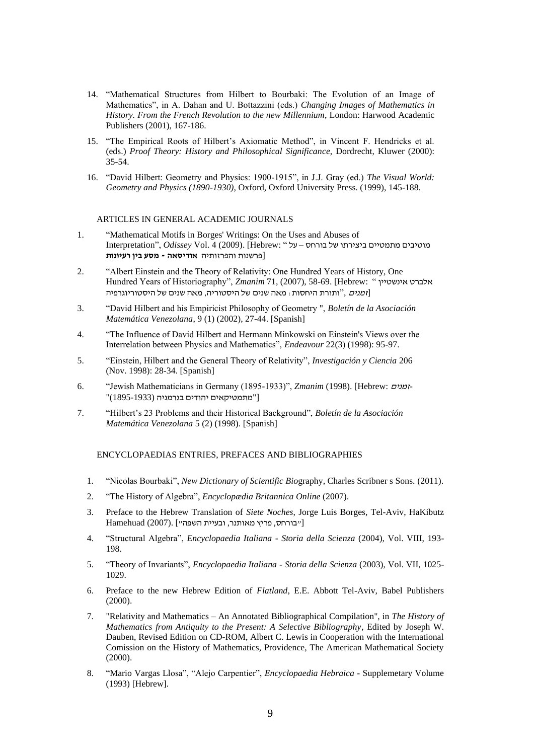14. "Mathematical Structures from Hilbert to Bourbaki: The Evolution of an Image of Mathematics", in A. Dahan and U. Bottazzini (eds.) *Changing Images of Mathematics in History. From the French Revolution to the new Millennium*, London: Harwood Academic Publishers (2001), 167-186.

15. "The Empirical Roots of Hilbert's Axiomatic Method", in Vincent F. Hendricks et al. (eds.) *Proof Theory: History and Philosophical Significance*, Dordrecht, Kluwer (2000): 35-54.

16. "David Hilbert: Geometry and Physics: 1900-1915", in J.J. Gray (ed.) *The Visual World: Geometry and Physics (1890-1930)*, Oxford, Oxford University Press. (1999), 145-188.

## ARTICLES IN GENERAL ACADEMIC JOURNALS

1. "Mathematical Motifs in Borges' Writings: On the Uses and Abuses of Interpretation", *Odissey* Vol. 4 (2009). [Hebrew: " מוטיבים מתמטיים ביצירתו של בורחס – על פרשנות והפרזותיה **אודיסאה - מסע בין רעיונות**]

2. "Albert Einstein and the Theory of Relativity: One Hundred Years of History, One Hundred Years of Historiography", *Zmanim* 71, (2007), 58-69. [Hebrew: " אלברט אינשטיין ותורת היחסות: מאה שנים של היסטוריה, מאה שנים של היסטוריוגרפיה", *זמנים*]

3. "David Hilbert and his Empiricist Philosophy of Geometry ", *Boletín de la Asociación Matemática Venezolana*, 9 (1) (2002), 27-44. [Spanish]

4. "The Influence of David Hilbert and Hermann Minkowski on Einstein's Views over the Interrelation between Physics and Mathematics", *Endeavour* 22(3) (1998): 95-97.

5. "Einstein, Hilbert and the General Theory of Relativity", *Investigación y Ciencia* 206 (Nov. 1998): 28-34. [Spanish]

6. "Jewish Mathematicians in Germany (1895-1933)", *Zmanim* (1998). [Hebrew: *זמנים*- "מתמטיקאים יהודים בגרמניה (1895-1933)"]

7. "Hilbert's 23 Problems and their Historical Background", *Boletín de la Asociación Matemática Venezolana* 5 (2) (1998). [Spanish]

## ENCYCLOPAEDIAS ENTRIES, PREFACES AND BIBLIOGRAPHIES

1. "Nicolas Bourbaki", *New Dictionary of Scientific Bio*graphy, Charles Scribner s Sons. (2011).

2. "The History of Algebra", *Encyclopædia Britannica Online* (2007).

3. Preface to the Hebrew Translation of *Siete Noches*, Jorge Luis Borges, Tel-Aviv, HaKibutz Hamehuad (2007). ["בורחס, פריץ מאותנר, ובעיית השפה"]

4. "Structural Algebra", *Encyclopaedia Italiana - Storia della Scienza* (2004), Vol. VIII, 193-198.

5. "Theory of Invariants", *Encyclopaedia Italiana - Storia della Scienza* (2003), Vol. VII, 1025-1029.

6. Preface to the new Hebrew Edition of *Flatland*, E.E. Abbott Tel-Aviv, Babel Publishers (2000).

7. "Relativity and Mathematics – An Annotated Bibliographical Compilation", in *The History of Mathematics from Antiquity to the Present: A Selective Bibliography*, Edited by Joseph W. Dauben, Revised Edition on CD-ROM, Albert C. Lewis in Cooperation with the International Comission on the History of Mathematics, Providence, The American Mathematical Society (2000).

8. "Mario Vargas Llosa", "Alejo Carpentier", *Encyclopaedia Hebraica* - Supplemetary Volume (1993) [Hebrew].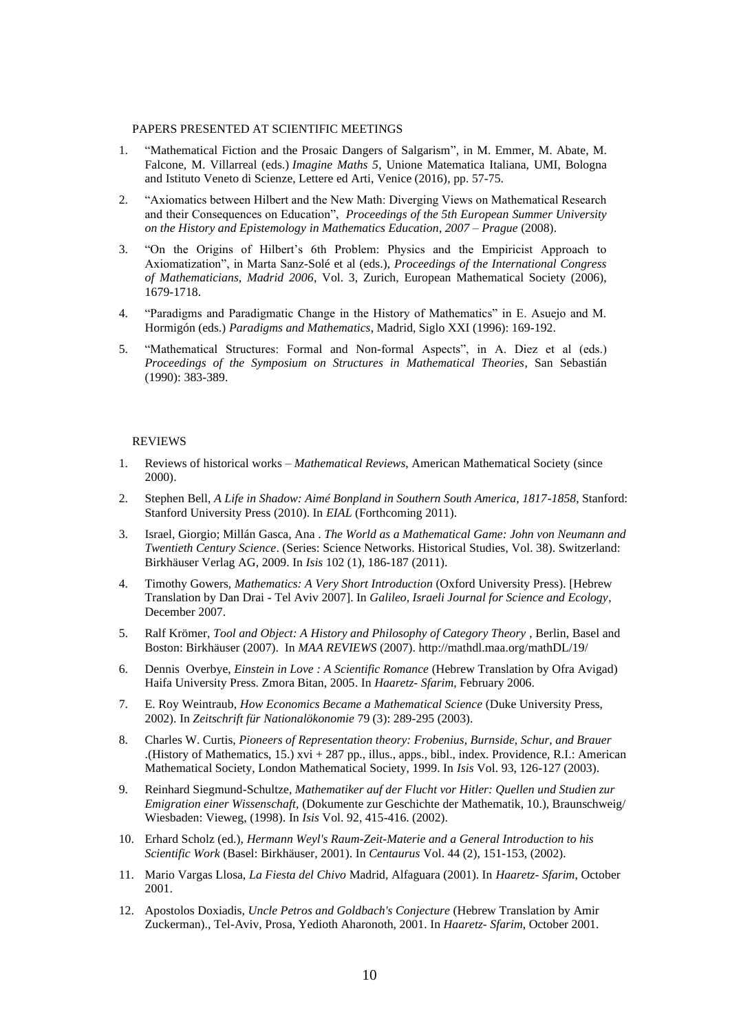## PAPERS PRESENTED AT SCIENTIFIC MEETINGS

1. "Mathematical Fiction and the Prosaic Dangers of Salgarism", in M. Emmer, M. Abate, M. Falcone, M. Villarreal (eds.) *Imagine Maths 5*, Unione Matematica Italiana, UMI, Bologna and Istituto Veneto di Scienze, Lettere ed Arti, Venice (2016), pp. 57-75.

2. "Axiomatics between Hilbert and the New Math: Diverging Views on Mathematical Research and their Consequences on Education", *Proceedings of the 5th European Summer University on the History and Epistemology in Mathematics Education, 2007 – Prague* (2008).

3. "On the Origins of Hilbert's 6th Problem: Physics and the Empiricist Approach to Axiomatization", in Marta Sanz-Solé et al (eds.), *Proceedings of the International Congress of Mathematicians, Madrid 2006*, Vol. 3, Zurich, European Mathematical Society (2006), 1679-1718.

4. "Paradigms and Paradigmatic Change in the History of Mathematics" in E. Asuejo and M. Hormigón (eds.) *Paradigms and Mathematics*, Madrid, Siglo XXI (1996): 169-192.

5. "Mathematical Structures: Formal and Non-formal Aspects", in A. Diez et al (eds.) *Proceedings of the Symposium on Structures in Mathematical Theories*, San Sebastián (1990): 383-389.

## REVIEWS

1. Reviews of historical works – *Mathematical Reviews*, American Mathematical Society (since 2000).

2. Stephen Bell, *A Life in Shadow: Aimé Bonpland in Southern South America, 1817-1858*, Stanford: Stanford University Press (2010). In *EIAL* (Forthcoming 2011).

3. Israel, Giorgio; Millán Gasca, Ana . *The World as a Mathematical Game: John von Neumann and Twentieth Century Science*. (Series: Science Networks. Historical Studies, Vol. 38). Switzerland: Birkhäuser Verlag AG, 2009. In *Isis* 102 (1), 186-187 (2011).

4. Timothy Gowers, *Mathematics: A Very Short Introduction* (Oxford University Press). [Hebrew Translation by Dan Drai - Tel Aviv 2007]. In *Galileo, Israeli Journal for Science and Ecology*, December 2007.

5. Ralf Krömer, *Tool and Object: A History and Philosophy of Category Theory* , Berlin, Basel and Boston: Birkhäuser (2007). In *MAA REVIEWS* (2007). http://mathdl.maa.org/mathDL/19/

6. Dennis Overbye, *Einstein in Love : A Scientific Romance* (Hebrew Translation by Ofra Avigad) Haifa University Press. Zmora Bitan, 2005. In *Haaretz- Sfarim*, February 2006.

7. E. Roy Weintraub, *How Economics Became a Mathematical Science* (Duke University Press, 2002). In *Zeitschrift für Nationalökonomie* 79 (3): 289-295 (2003).

8. Charles W. Curtis, *Pioneers of Representation theory: Frobenius, Burnside, Schur, and Brauer* .(History of Mathematics, 15.) xvi + 287 pp., illus., apps., bibl., index. Providence, R.I.: American Mathematical Society, London Mathematical Society, 1999. In *Isis* Vol. 93, 126-127 (2003).

9. Reinhard Siegmund-Schultze, *Mathematiker auf der Flucht vor Hitler: Quellen und Studien zur Emigration einer Wissenschaft*, (Dokumente zur Geschichte der Mathematik, 10.), Braunschweig/ Wiesbaden: Vieweg, (1998). In *Isis* Vol. 92, 415-416. (2002).

10. Erhard Scholz (ed.), *Hermann Weyl's Raum-Zeit-Materie and a General Introduction to his Scientific Work* (Basel: Birkhäuser, 2001). In *Centaurus* Vol. 44 (2), 151-153, (2002).

11. Mario Vargas Llosa, *La Fiesta del Chivo* Madrid, Alfaguara (2001). In *Haaretz- Sfarim*, October 2001.

12. Apostolos Doxiadis, *Uncle Petros and Goldbach's Conjecture* (Hebrew Translation by Amir Zuckerman)., Tel-Aviv, Prosa, Yedioth Aharonoth, 2001. In *Haaretz- Sfarim*, October 2001.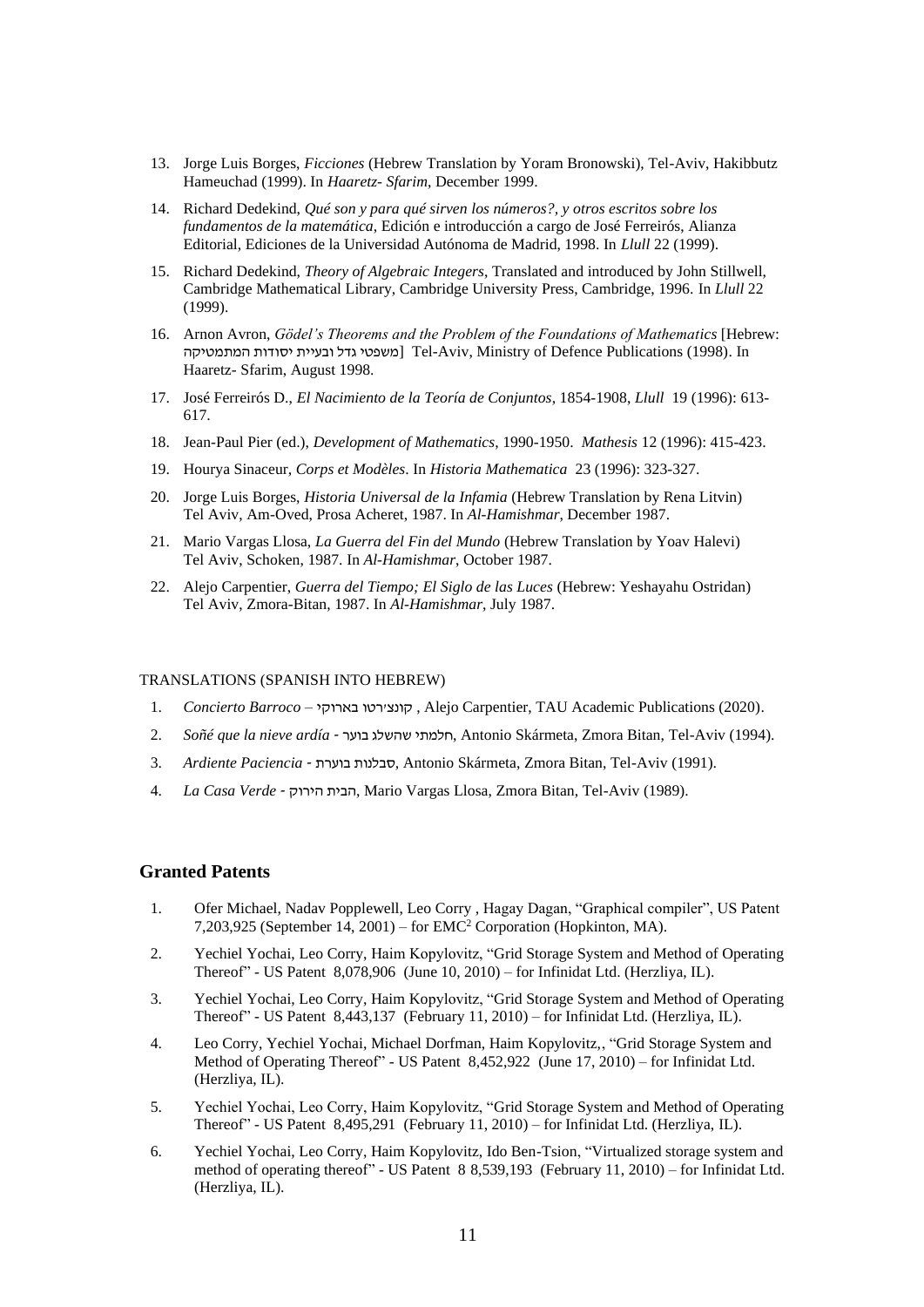13. Jorge Luis Borges, *Ficciones* (Hebrew Translation by Yoram Bronowski), Tel-Aviv, Hakibbutz Hameuchad (1999). In *Haaretz- Sfarim*, December 1999.

14. Richard Dedekind, *Qué son y para qué sirven los números?, y otros escritos sobre los fundamentos de la matemática*, Edición e introducción a cargo de José Ferreirós, Alianza Editorial, Ediciones de la Universidad Autónoma de Madrid, 1998. In *Llull* 22 (1999).

15. Richard Dedekind, *Theory of Algebraic Integers*, Translated and introduced by John Stillwell, Cambridge Mathematical Library, Cambridge University Press, Cambridge, 1996. In *Llull* 22 (1999).

16. Arnon Avron, *Gödel's Theorems and the Problem of the Foundations of Mathematics* [Hebrew: משפטי גדל ובעיית יסודות המתמטיקה] Tel-Aviv, Ministry of Defence Publications (1998). In Haaretz- Sfarim, August 1998.

17. José Ferreirós D., *El Nacimiento de la Teoría de Conjuntos*, 1854-1908, *Llull* 19 (1996): 613-617.

18. Jean-Paul Pier (ed.), *Development of Mathematics*, 1990-1950. *Mathesis* 12 (1996): 415-423.

19. Hourya Sinaceur, *Corps et Modèles*. In *Historia Mathematica* 23 (1996): 323-327.

20. Jorge Luis Borges, *Historia Universal de la Infamia* (Hebrew Translation by Rena Litvin) Tel Aviv, Am-Oved, Prosa Acheret, 1987. In *Al-Hamishmar*, December 1987.

21. Mario Vargas Llosa, *La Guerra del Fin del Mundo* (Hebrew Translation by Yoav Halevi) Tel Aviv, Schoken, 1987. In *Al-Hamishmar*, October 1987.

22. Alejo Carpentier, *Guerra del Tiempo; El Siglo de las Luces* (Hebrew: Yeshayahu Ostridan) Tel Aviv, Zmora-Bitan, 1987. In *Al-Hamishmar*, July 1987.

TRANSLATIONS (SPANISH INTO HEBREW)

1. *Concierto Barroco* – קונצ'רטו בארוקי , Alejo Carpentier, TAU Academic Publications (2020).
2. *Soñé que la nieve ardía* - חלמתי שהשלג בוער, Antonio Skármeta, Zmora Bitan, Tel-Aviv (1994).
3. *Ardiente Paciencia* - סבלנות בוערת, Antonio Skármeta, Zmora Bitan, Tel-Aviv (1991).
4. *La Casa Verde* - הבית הירוק, Mario Vargas Llosa, Zmora Bitan, Tel-Aviv (1989).

## Granted Patents

1. Ofer Michael, Nadav Popplewell, Leo Corry , Hagay Dagan, "Graphical compiler", US Patent 7,203,925 (September 14, 2001) – for EMC[2] Corporation (Hopkinton, MA).
2. Yechiel Yochai, Leo Corry, Haim Kopylovitz, "Grid Storage System and Method of Operating Thereof" - US Patent 8,078,906 (June 10, 2010) – for Infinidat Ltd. (Herzliya, IL).
3. Yechiel Yochai, Leo Corry, Haim Kopylovitz, "Grid Storage System and Method of Operating Thereof" - US Patent 8,443,137 (February 11, 2010) – for Infinidat Ltd. (Herzliya, IL).
4. Leo Corry, Yechiel Yochai, Michael Dorfman, Haim Kopylovitz,, "Grid Storage System and Method of Operating Thereof" - US Patent 8,452,922 (June 17, 2010) – for Infinidat Ltd. (Herzliya, IL).
5. Yechiel Yochai, Leo Corry, Haim Kopylovitz, "Grid Storage System and Method of Operating Thereof" - US Patent 8,495,291 (February 11, 2010) – for Infinidat Ltd. (Herzliya, IL).
6. Yechiel Yochai, Leo Corry, Haim Kopylovitz, Ido Ben-Tsion, "Virtualized storage system and method of operating thereof" - US Patent 8 8,539,193 (February 11, 2010) – for Infinidat Ltd. (Herzliya, IL).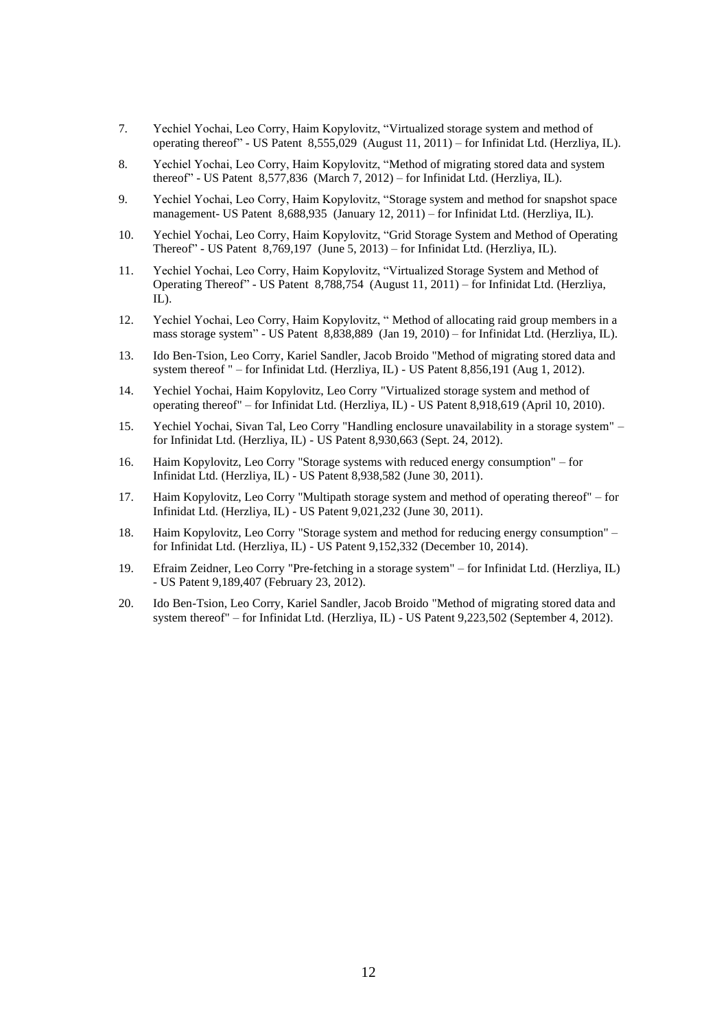7. Yechiel Yochai, Leo Corry, Haim Kopylovitz, “Virtualized storage system and method of operating thereof” - US Patent 8,555,029 (August 11, 2011) – for Infinidat Ltd. (Herzliya, IL).
8. Yechiel Yochai, Leo Corry, Haim Kopylovitz, “Method of migrating stored data and system thereof” - US Patent 8,577,836 (March 7, 2012) – for Infinidat Ltd. (Herzliya, IL).
9. Yechiel Yochai, Leo Corry, Haim Kopylovitz, “Storage system and method for snapshot space management- US Patent 8,688,935 (January 12, 2011) – for Infinidat Ltd. (Herzliya, IL).
10. Yechiel Yochai, Leo Corry, Haim Kopylovitz, “Grid Storage System and Method of Operating Thereof” - US Patent 8,769,197 (June 5, 2013) – for Infinidat Ltd. (Herzliya, IL).
11. Yechiel Yochai, Leo Corry, Haim Kopylovitz, “Virtualized Storage System and Method of Operating Thereof” - US Patent 8,788,754 (August 11, 2011) – for Infinidat Ltd. (Herzliya, IL).
12. Yechiel Yochai, Leo Corry, Haim Kopylovitz, “ Method of allocating raid group members in a mass storage system” - US Patent 8,838,889 (Jan 19, 2010) – for Infinidat Ltd. (Herzliya, IL).
13. Ido Ben-Tsion, Leo Corry, Kariel Sandler, Jacob Broido "Method of migrating stored data and system thereof " – for Infinidat Ltd. (Herzliya, IL) - US Patent 8,856,191 (Aug 1, 2012).
14. Yechiel Yochai, Haim Kopylovitz, Leo Corry "Virtualized storage system and method of operating thereof" – for Infinidat Ltd. (Herzliya, IL) - US Patent 8,918,619 (April 10, 2010).
15. Yechiel Yochai, Sivan Tal, Leo Corry "Handling enclosure unavailability in a storage system" – for Infinidat Ltd. (Herzliya, IL) - US Patent 8,930,663 (Sept. 24, 2012).
16. Haim Kopylovitz, Leo Corry "Storage systems with reduced energy consumption" – for Infinidat Ltd. (Herzliya, IL) - US Patent 8,938,582 (June 30, 2011).
17. Haim Kopylovitz, Leo Corry "Multipath storage system and method of operating thereof" – for Infinidat Ltd. (Herzliya, IL) - US Patent 9,021,232 (June 30, 2011).
18. Haim Kopylovitz, Leo Corry "Storage system and method for reducing energy consumption" – for Infinidat Ltd. (Herzliya, IL) - US Patent 9,152,332 (December 10, 2014).
19. Efraim Zeidner, Leo Corry "Pre-fetching in a storage system" – for Infinidat Ltd. (Herzliya, IL) - US Patent 9,189,407 (February 23, 2012).
20. Ido Ben-Tsion, Leo Corry, Kariel Sandler, Jacob Broido "Method of migrating stored data and system thereof" – for Infinidat Ltd. (Herzliya, IL) - US Patent 9,223,502 (September 4, 2012).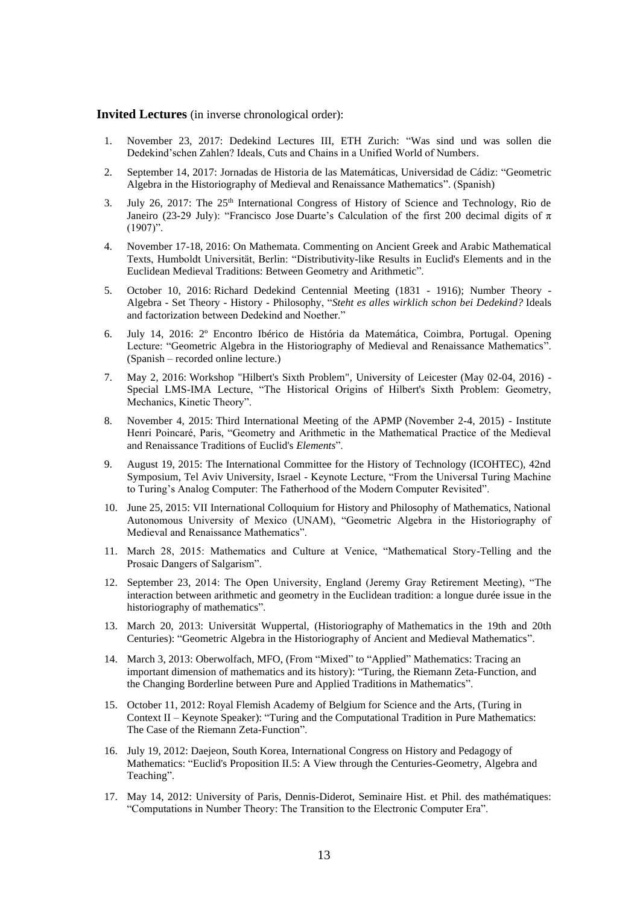**Invited Lectures** (in inverse chronological order):

1. November 23, 2017: Dedekind Lectures III, ETH Zurich: "Was sind und was sollen die Dedekind'schen Zahlen? Ideals, Cuts and Chains in a Unified World of Numbers.
2. September 14, 2017: Jornadas de Historia de las Matemáticas, Universidad de Cádiz: "Geometric Algebra in the Historiography of Medieval and Renaissance Mathematics". (Spanish)
3. July 26, 2017: The 25th International Congress of History of Science and Technology, Rio de Janeiro (23-29 July): "Francisco Jose Duarte's Calculation of the first 200 decimal digits of $\pi$ (1907)".
4. November 17-18, 2016: On Mathemata. Commenting on Ancient Greek and Arabic Mathematical Texts, Humboldt Universität, Berlin: "Distributivity-like Results in Euclid's Elements and in the Euclidean Medieval Traditions: Between Geometry and Arithmetic".
5. October 10, 2016: Richard Dedekind Centennial Meeting (1831 - 1916); Number Theory - Algebra - Set Theory - History - Philosophy, "*Steht es alles wirklich schon bei Dedekind?* Ideals and factorization between Dedekind and Noether."
6. July 14, 2016: 2º Encontro Ibérico de História da Matemática, Coimbra, Portugal. Opening Lecture: "Geometric Algebra in the Historiography of Medieval and Renaissance Mathematics". (Spanish – recorded online lecture.)
7. May 2, 2016: Workshop "Hilbert's Sixth Problem", University of Leicester (May 02-04, 2016) - Special LMS-IMA Lecture, "The Historical Origins of Hilbert's Sixth Problem: Geometry, Mechanics, Kinetic Theory".
8. November 4, 2015: Third International Meeting of the APMP (November 2-4, 2015) - Institute Henri Poincaré, Paris, "Geometry and Arithmetic in the Mathematical Practice of the Medieval and Renaissance Traditions of Euclid's *Elements*".
9. August 19, 2015: The International Committee for the History of Technology (ICOHTEC), 42nd Symposium, Tel Aviv University, Israel - Keynote Lecture, "From the Universal Turing Machine to Turing's Analog Computer: The Fatherhood of the Modern Computer Revisited".
10. June 25, 2015: VII International Colloquium for History and Philosophy of Mathematics, National Autonomous University of Mexico (UNAM), "Geometric Algebra in the Historiography of Medieval and Renaissance Mathematics".
11. March 28, 2015: Mathematics and Culture at Venice, "Mathematical Story-Telling and the Prosaic Dangers of Salgarism".
12. September 23, 2014: The Open University, England (Jeremy Gray Retirement Meeting), "The interaction between arithmetic and geometry in the Euclidean tradition: a longue durée issue in the historiography of mathematics".
13. March 20, 2013: Universität Wuppertal, (Historiography of Mathematics in the 19th and 20th Centuries): "Geometric Algebra in the Historiography of Ancient and Medieval Mathematics".
14. March 3, 2013: Oberwolfach, MFO, (From "Mixed" to "Applied" Mathematics: Tracing an important dimension of mathematics and its history): "Turing, the Riemann Zeta-Function, and the Changing Borderline between Pure and Applied Traditions in Mathematics".
15. October 11, 2012: Royal Flemish Academy of Belgium for Science and the Arts, (Turing in Context II – Keynote Speaker): "Turing and the Computational Tradition in Pure Mathematics: The Case of the Riemann Zeta-Function".
16. July 19, 2012: Daejeon, South Korea, International Congress on History and Pedagogy of Mathematics: "Euclid's Proposition II.5: A View through the Centuries-Geometry, Algebra and Teaching".
17. May 14, 2012: University of Paris, Dennis-Diderot, Seminaire Hist. et Phil. des mathématiques: "Computations in Number Theory: The Transition to the Electronic Computer Era".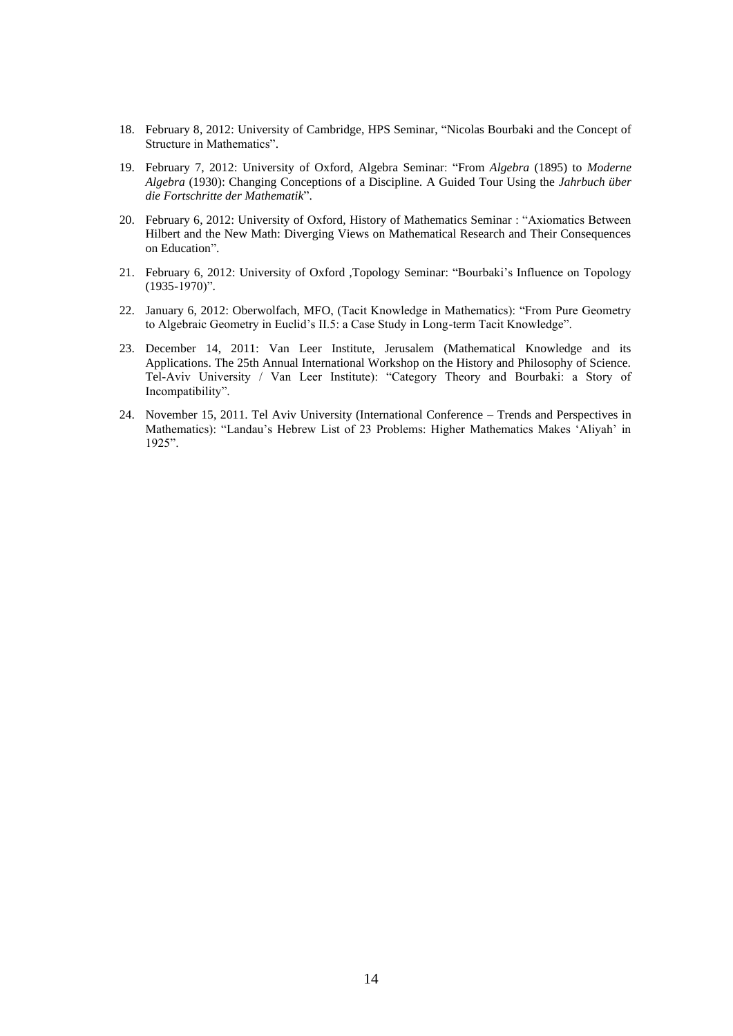18. February 8, 2012: University of Cambridge, HPS Seminar, "Nicolas Bourbaki and the Concept of Structure in Mathematics".
19. February 7, 2012: University of Oxford, Algebra Seminar: "From *Algebra* (1895) to *Moderne Algebra* (1930): Changing Conceptions of a Discipline. A Guided Tour Using the *Jahrbuch über die Fortschritte der Mathematik*".
20. February 6, 2012: University of Oxford, History of Mathematics Seminar : "Axiomatics Between Hilbert and the New Math: Diverging Views on Mathematical Research and Their Consequences on Education".
21. February 6, 2012: University of Oxford ,Topology Seminar: "Bourbaki's Influence on Topology (1935-1970)".
22. January 6, 2012: Oberwolfach, MFO, (Tacit Knowledge in Mathematics): "From Pure Geometry to Algebraic Geometry in Euclid's II.5: a Case Study in Long-term Tacit Knowledge".
23. December 14, 2011: Van Leer Institute, Jerusalem (Mathematical Knowledge and its Applications. The 25th Annual International Workshop on the History and Philosophy of Science. Tel-Aviv University / Van Leer Institute): "Category Theory and Bourbaki: a Story of Incompatibility".
24. November 15, 2011. Tel Aviv University (International Conference – Trends and Perspectives in Mathematics): "Landau's Hebrew List of 23 Problems: Higher Mathematics Makes 'Aliyah' in 1925".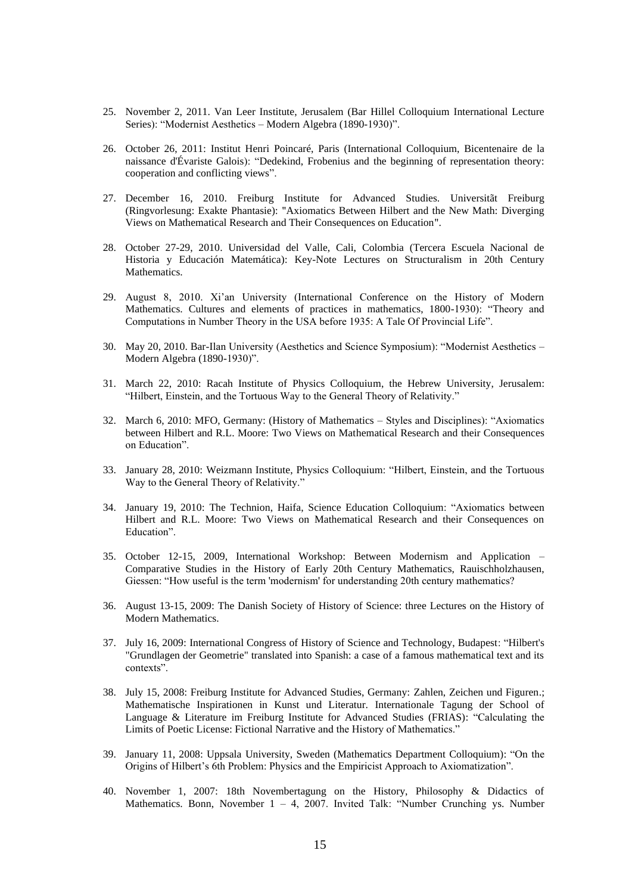25. November 2, 2011. Van Leer Institute, Jerusalem (Bar Hillel Colloquium International Lecture Series): "Modernist Aesthetics – Modern Algebra (1890-1930)".

26. October 26, 2011: Institut Henri Poincaré, Paris (International Colloquium, Bicentenaire de la naissance d'Évariste Galois): "Dedekind, Frobenius and the beginning of representation theory: cooperation and conflicting views".

27. December 16, 2010. Freiburg Institute for Advanced Studies. Universität Freiburg (Ringvorlesung: Exakte Phantasie): "Axiomatics Between Hilbert and the New Math: Diverging Views on Mathematical Research and Their Consequences on Education".

28. October 27-29, 2010. Universidad del Valle, Cali, Colombia (Tercera Escuela Nacional de Historia y Educación Matemática): Key-Note Lectures on Structuralism in 20th Century Mathematics.

29. August 8, 2010. Xi'an University (International Conference on the History of Modern Mathematics. Cultures and elements of practices in mathematics, 1800-1930): "Theory and Computations in Number Theory in the USA before 1935: A Tale Of Provincial Life".

30. May 20, 2010. Bar-Ilan University (Aesthetics and Science Symposium): "Modernist Aesthetics – Modern Algebra (1890-1930)".

31. March 22, 2010: Racah Institute of Physics Colloquium, the Hebrew University, Jerusalem: "Hilbert, Einstein, and the Tortuous Way to the General Theory of Relativity."

32. March 6, 2010: MFO, Germany: (History of Mathematics – Styles and Disciplines): "Axiomatics between Hilbert and R.L. Moore: Two Views on Mathematical Research and their Consequences on Education".

33. January 28, 2010: Weizmann Institute, Physics Colloquium: "Hilbert, Einstein, and the Tortuous Way to the General Theory of Relativity."

34. January 19, 2010: The Technion, Haifa, Science Education Colloquium: "Axiomatics between Hilbert and R.L. Moore: Two Views on Mathematical Research and their Consequences on Education".

35. October 12-15, 2009, International Workshop: Between Modernism and Application – Comparative Studies in the History of Early 20th Century Mathematics, Rauischholzhausen, Giessen: "How useful is the term 'modernism' for understanding 20th century mathematics?

36. August 13-15, 2009: The Danish Society of History of Science: three Lectures on the History of Modern Mathematics.

37. July 16, 2009: International Congress of History of Science and Technology, Budapest: "Hilbert's "Grundlagen der Geometrie" translated into Spanish: a case of a famous mathematical text and its contexts".

38. July 15, 2008: Freiburg Institute for Advanced Studies, Germany: Zahlen, Zeichen und Figuren.; Mathematische Inspirationen in Kunst und Literatur. Internationale Tagung der School of Language & Literature im Freiburg Institute for Advanced Studies (FRIAS): "Calculating the Limits of Poetic License: Fictional Narrative and the History of Mathematics."

39. January 11, 2008: Uppsala University, Sweden (Mathematics Department Colloquium): "On the Origins of Hilbert's 6th Problem: Physics and the Empiricist Approach to Axiomatization".

40. November 1, 2007: 18th Novembertagung on the History, Philosophy & Didactics of Mathematics. Bonn, November 1 – 4, 2007. Invited Talk: "Number Crunching ys. Number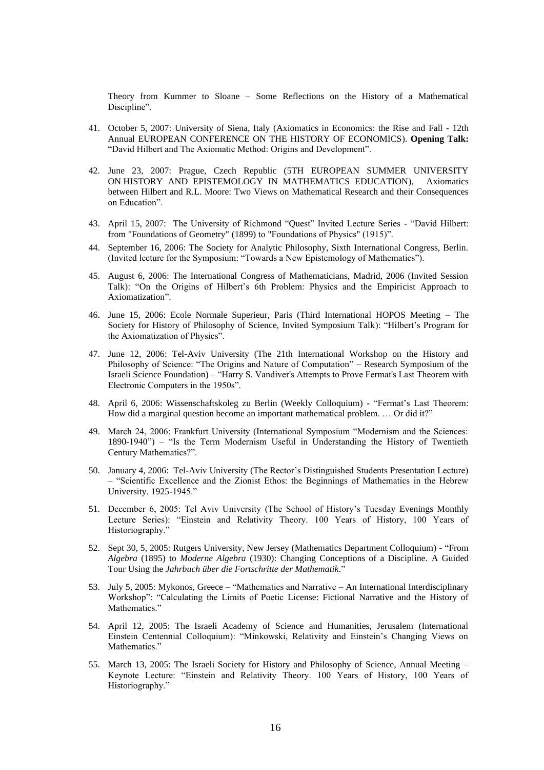Theory from Kummer to Sloane – Some Reflections on the History of a Mathematical Discipline".

41. October 5, 2007: University of Siena, Italy (Axiomatics in Economics: the Rise and Fall - 12th Annual EUROPEAN CONFERENCE ON THE HISTORY OF ECONOMICS). **Opening Talk:** "David Hilbert and The Axiomatic Method: Origins and Development".

42. June 23, 2007: Prague, Czech Republic (5TH EUROPEAN SUMMER UNIVERSITY ON HISTORY AND EPISTEMOLOGY IN MATHEMATICS EDUCATION), Axiomatics between Hilbert and R.L. Moore: Two Views on Mathematical Research and their Consequences on Education".

43. April 15, 2007: The University of Richmond "Quest" Invited Lecture Series - "David Hilbert: from "Foundations of Geometry" (1899) to "Foundations of Physics" (1915)".

44. September 16, 2006: The Society for Analytic Philosophy, Sixth International Congress, Berlin. (Invited lecture for the Symposium: "Towards a New Epistemology of Mathematics").

45. August 6, 2006: The International Congress of Mathematicians, Madrid, 2006 (Invited Session Talk): "On the Origins of Hilbert's 6th Problem: Physics and the Empiricist Approach to Axiomatization".

46. June 15, 2006: Ecole Normale Superieur, Paris (Third International HOPOS Meeting – The Society for History of Philosophy of Science, Invited Symposium Talk): "Hilbert's Program for the Axiomatization of Physics".

47. June 12, 2006: Tel-Aviv University (The 21th International Workshop on the History and Philosophy of Science: "The Origins and Nature of Computation" – Research Symposium of the Israeli Science Foundation) – "Harry S. Vandiver's Attempts to Prove Fermat's Last Theorem with Electronic Computers in the 1950s".

48. April 6, 2006: Wissenschaftskoleg zu Berlin (Weekly Colloquium) - "Fermat's Last Theorem: How did a marginal question become an important mathematical problem. … Or did it?"

49. March 24, 2006: Frankfurt University (International Symposium "Modernism and the Sciences: 1890-1940") – "Is the Term Modernism Useful in Understanding the History of Twentieth Century Mathematics?".

50. January 4, 2006: Tel-Aviv University (The Rector's Distinguished Students Presentation Lecture) – "Scientific Excellence and the Zionist Ethos: the Beginnings of Mathematics in the Hebrew University. 1925-1945."

51. December 6, 2005: Tel Aviv University (The School of History's Tuesday Evenings Monthly Lecture Series): "Einstein and Relativity Theory. 100 Years of History, 100 Years of Historiography."

52. Sept 30, 5, 2005: Rutgers University, New Jersey (Mathematics Department Colloquium) - "From *Algebra* (1895) to *Moderne Algebra* (1930): Changing Conceptions of a Discipline. A Guided Tour Using the *Jahrbuch über die Fortschritte der Mathematik*."

53. July 5, 2005: Mykonos, Greece – "Mathematics and Narrative – An International Interdisciplinary Workshop": "Calculating the Limits of Poetic License: Fictional Narrative and the History of Mathematics."

54. April 12, 2005: The Israeli Academy of Science and Humanities, Jerusalem (International Einstein Centennial Colloquium): "Minkowski, Relativity and Einstein's Changing Views on Mathematics."

55. March 13, 2005: The Israeli Society for History and Philosophy of Science, Annual Meeting – Keynote Lecture: "Einstein and Relativity Theory. 100 Years of History, 100 Years of Historiography."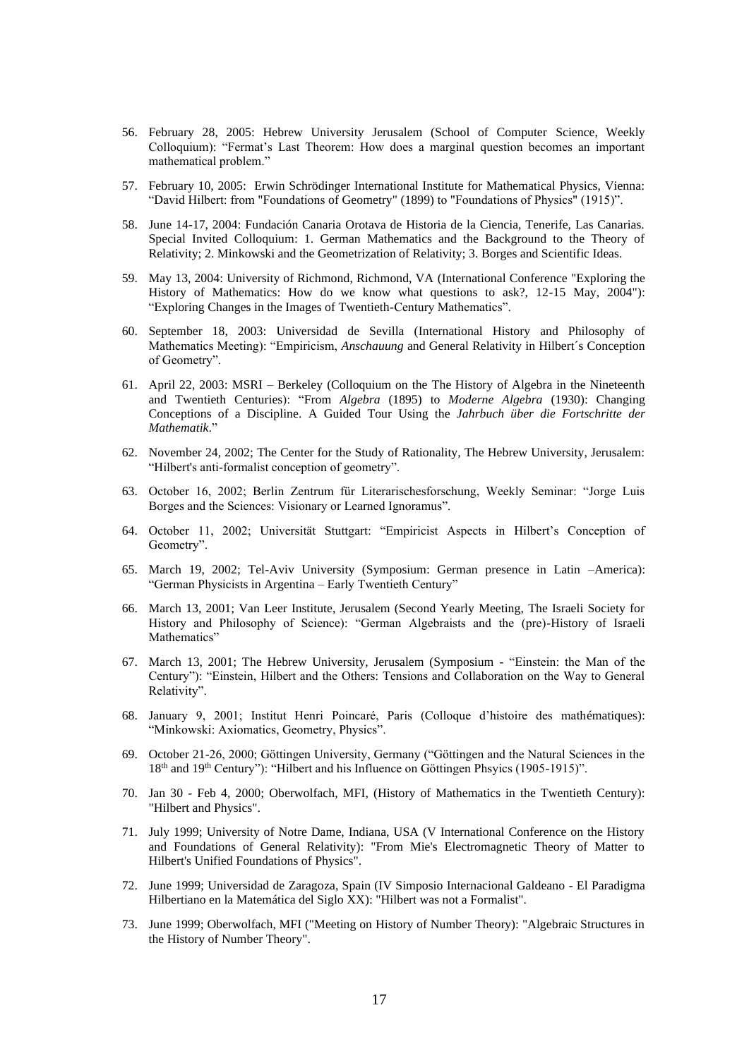56. February 28, 2005: Hebrew University Jerusalem (School of Computer Science, Weekly Colloquium): "Fermat's Last Theorem: How does a marginal question becomes an important mathematical problem."

57. February 10, 2005: Erwin Schrödinger International Institute for Mathematical Physics, Vienna: "David Hilbert: from "Foundations of Geometry" (1899) to "Foundations of Physics" (1915)".

58. June 14-17, 2004: Fundación Canaria Orotava de Historia de la Ciencia, Tenerife, Las Canarias. Special Invited Colloquium: 1. German Mathematics and the Background to the Theory of Relativity; 2. Minkowski and the Geometrization of Relativity; 3. Borges and Scientific Ideas.

59. May 13, 2004: University of Richmond, Richmond, VA (International Conference "Exploring the History of Mathematics: How do we know what questions to ask?, 12-15 May, 2004"): "Exploring Changes in the Images of Twentieth-Century Mathematics".

60. September 18, 2003: Universidad de Sevilla (International History and Philosophy of Mathematics Meeting): "Empiricism, *Anschauung* and General Relativity in Hilbert´s Conception of Geometry".

61. April 22, 2003: MSRI – Berkeley (Colloquium on the The History of Algebra in the Nineteenth and Twentieth Centuries): "From *Algebra* (1895) to *Moderne Algebra* (1930): Changing Conceptions of a Discipline. A Guided Tour Using the *Jahrbuch über die Fortschritte der Mathematik*."

62. November 24, 2002; The Center for the Study of Rationality, The Hebrew University, Jerusalem: "Hilbert's anti-formalist conception of geometry".

63. October 16, 2002; Berlin Zentrum für Literarischesforschung, Weekly Seminar: "Jorge Luis Borges and the Sciences: Visionary or Learned Ignoramus".

64. October 11, 2002; Universität Stuttgart: "Empiricist Aspects in Hilbert's Conception of Geometry".

65. March 19, 2002; Tel-Aviv University (Symposium: German presence in Latin –America): "German Physicists in Argentina – Early Twentieth Century"

66. March 13, 2001; Van Leer Institute, Jerusalem (Second Yearly Meeting, The Israeli Society for History and Philosophy of Science): "German Algebraists and the (pre)-History of Israeli Mathematics"

67. March 13, 2001; The Hebrew University, Jerusalem (Symposium - "Einstein: the Man of the Century"): "Einstein, Hilbert and the Others: Tensions and Collaboration on the Way to General Relativity".

68. January 9, 2001; Institut Henri Poincaré, Paris (Colloque d'histoire des mathématiques): "Minkowski: Axiomatics, Geometry, Physics".

69. October 21-26, 2000; Göttingen University, Germany ("Göttingen and the Natural Sciences in the 18th and 19th Century"): "Hilbert and his Influence on Göttingen Phsyics (1905-1915)".

70. Jan 30 - Feb 4, 2000; Oberwolfach, MFI, (History of Mathematics in the Twentieth Century): "Hilbert and Physics".

71. July 1999; University of Notre Dame, Indiana, USA (V International Conference on the History and Foundations of General Relativity): "From Mie's Electromagnetic Theory of Matter to Hilbert's Unified Foundations of Physics".

72. June 1999; Universidad de Zaragoza, Spain (IV Simposio Internacional Galdeano - El Paradigma Hilbertiano en la Matemática del Siglo XX): "Hilbert was not a Formalist".

73. June 1999; Oberwolfach, MFI ("Meeting on History of Number Theory): "Algebraic Structures in the History of Number Theory".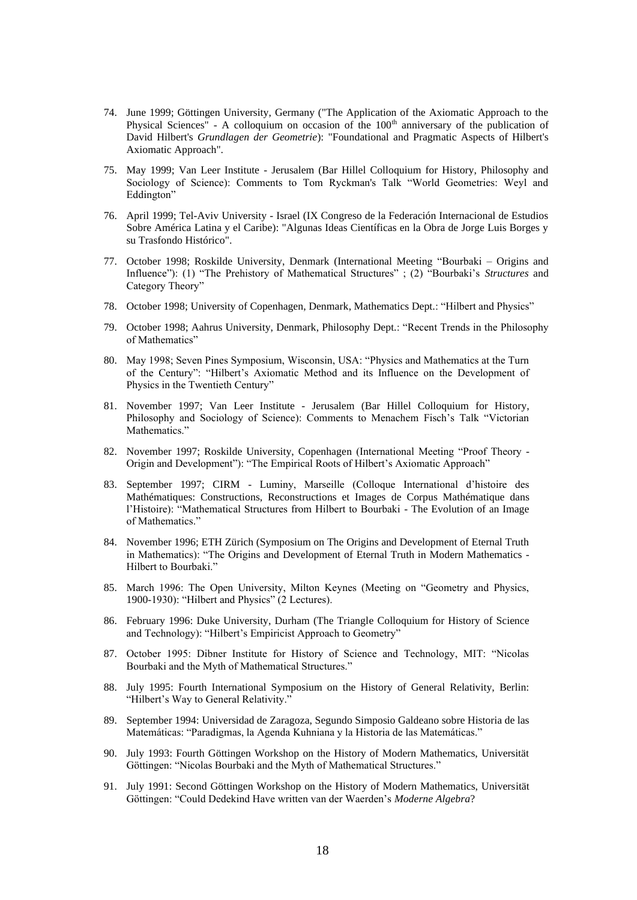74. June 1999; Göttingen University, Germany ("The Application of the Axiomatic Approach to the Physical Sciences" - A colloquium on occasion of the 100th anniversary of the publication of David Hilbert's *Grundlagen der Geometrie*): "Foundational and Pragmatic Aspects of Hilbert's Axiomatic Approach".

75. May 1999; Van Leer Institute - Jerusalem (Bar Hillel Colloquium for History, Philosophy and Sociology of Science): Comments to Tom Ryckman's Talk "World Geometries: Weyl and Eddington"

76. April 1999; Tel-Aviv University - Israel (IX Congreso de la Federación Internacional de Estudios Sobre América Latina y el Caribe): "Algunas Ideas Científicas en la Obra de Jorge Luis Borges y su Trasfondo Histórico".

77. October 1998; Roskilde University, Denmark (International Meeting "Bourbaki – Origins and Influence"): (1) "The Prehistory of Mathematical Structures" ; (2) "Bourbaki's *Structures* and Category Theory"

78. October 1998; University of Copenhagen, Denmark, Mathematics Dept.: "Hilbert and Physics"

79. October 1998; Aahrus University, Denmark, Philosophy Dept.: "Recent Trends in the Philosophy of Mathematics"

80. May 1998; Seven Pines Symposium, Wisconsin, USA: "Physics and Mathematics at the Turn of the Century": "Hilbert's Axiomatic Method and its Influence on the Development of Physics in the Twentieth Century"

81. November 1997; Van Leer Institute - Jerusalem (Bar Hillel Colloquium for History, Philosophy and Sociology of Science): Comments to Menachem Fisch's Talk "Victorian Mathematics."

82. November 1997; Roskilde University, Copenhagen (International Meeting "Proof Theory - Origin and Development"): "The Empirical Roots of Hilbert's Axiomatic Approach"

83. September 1997; CIRM - Luminy, Marseille (Colloque International d'histoire des Mathématiques: Constructions, Reconstructions et Images de Corpus Mathématique dans l'Histoire): "Mathematical Structures from Hilbert to Bourbaki - The Evolution of an Image of Mathematics."

84. November 1996; ETH Zürich (Symposium on The Origins and Development of Eternal Truth in Mathematics): "The Origins and Development of Eternal Truth in Modern Mathematics - Hilbert to Bourbaki."

85. March 1996: The Open University, Milton Keynes (Meeting on "Geometry and Physics, 1900-1930): "Hilbert and Physics" (2 Lectures).

86. February 1996: Duke University, Durham (The Triangle Colloquium for History of Science and Technology): "Hilbert's Empiricist Approach to Geometry"

87. October 1995: Dibner Institute for History of Science and Technology, MIT: "Nicolas Bourbaki and the Myth of Mathematical Structures."

88. July 1995: Fourth International Symposium on the History of General Relativity, Berlin: "Hilbert's Way to General Relativity."

89. September 1994: Universidad de Zaragoza, Segundo Simposio Galdeano sobre Historia de las Matemáticas: "Paradigmas, la Agenda Kuhniana y la Historia de las Matemáticas."

90. July 1993: Fourth Göttingen Workshop on the History of Modern Mathematics, Universität Göttingen: "Nicolas Bourbaki and the Myth of Mathematical Structures."

91. July 1991: Second Göttingen Workshop on the History of Modern Mathematics, Universität Göttingen: "Could Dedekind Have written van der Waerden's *Moderne Algebra*?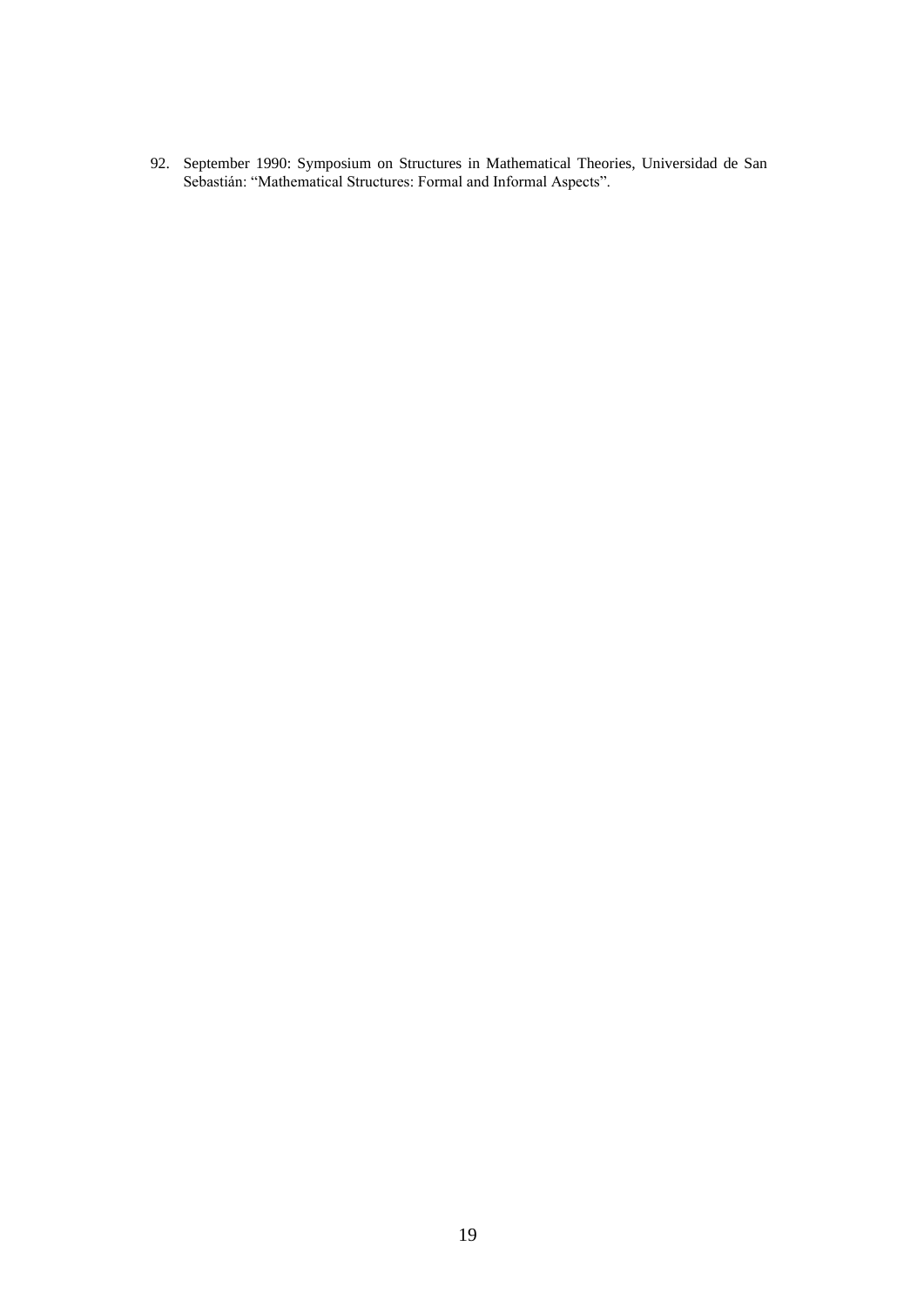92. September 1990: Symposium on Structures in Mathematical Theories, Universidad de San Sebastián: "Mathematical Structures: Formal and Informal Aspects".